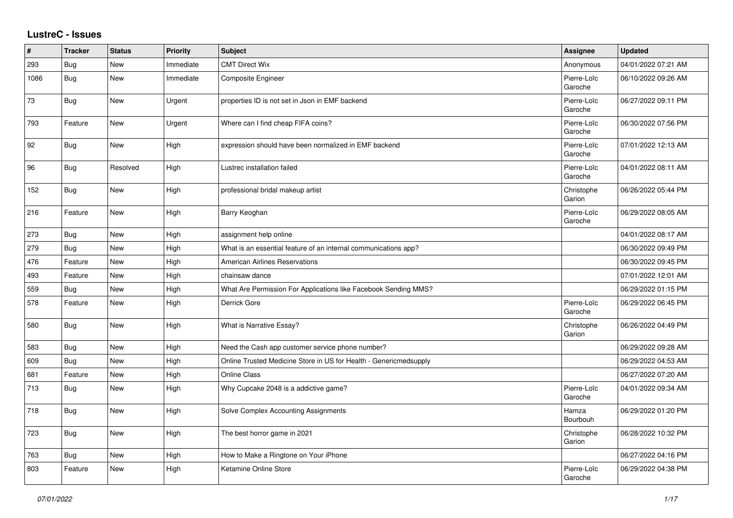## LustreC - Issues

| # | Tracker | Status | Priority | Subject | Assignee | Updated |
|---|---|---|---|---|---|---|
| 293 | Bug | New | Immediate | CMT Direct Wix | Anonymous | 04/01/2022 07:21 AM |
| 1086 | Bug | New | Immediate | Composite Engineer | Pierre-Loïc Garoche | 06/10/2022 09:26 AM |
| 73 | Bug | New | Urgent | properties ID is not set in Json in EMF backend | Pierre-Loïc Garoche | 06/27/2022 09:11 PM |
| 793 | Feature | New | Urgent | Where can I find cheap FIFA coins? | Pierre-Loïc Garoche | 06/30/2022 07:56 PM |
| 92 | Bug | New | High | expression should have been normalized in EMF backend | Pierre-Loïc Garoche | 07/01/2022 12:13 AM |
| 96 | Bug | Resolved | High | Lustrec installation failed | Pierre-Loïc Garoche | 04/01/2022 08:11 AM |
| 152 | Bug | New | High | professional bridal makeup artist | Christophe Garion | 06/26/2022 05:44 PM |
| 216 | Feature | New | High | Barry Keoghan | Pierre-Loïc Garoche | 06/29/2022 08:05 AM |
| 273 | Bug | New | High | assignment help online | | 04/01/2022 08:17 AM |
| 279 | Bug | New | High | What is an essential feature of an internal communications app? | | 06/30/2022 09:49 PM |
| 476 | Feature | New | High | American Airlines Reservations | | 06/30/2022 09:45 PM |
| 493 | Feature | New | High | chainsaw dance | | 07/01/2022 12:01 AM |
| 559 | Bug | New | High | What Are Permission For Applications like Facebook Sending MMS? | | 06/29/2022 01:15 PM |
| 578 | Feature | New | High | Derrick Gore | Pierre-Loïc Garoche | 06/29/2022 06:45 PM |
| 580 | Bug | New | High | What is Narrative Essay? | Christophe Garion | 06/26/2022 04:49 PM |
| 583 | Bug | New | High | Need the Cash app customer service phone number? | | 06/29/2022 09:28 AM |
| 609 | Bug | New | High | Online Trusted Medicine Store in US for Health - Genericmedsupply | | 06/29/2022 04:53 AM |
| 681 | Feature | New | High | Online Class | | 06/27/2022 07:20 AM |
| 713 | Bug | New | High | Why Cupcake 2048 is a addictive game? | Pierre-Loïc Garoche | 04/01/2022 09:34 AM |
| 718 | Bug | New | High | Solve Complex Accounting Assignments | Hamza Bourbouh | 06/29/2022 01:20 PM |
| 723 | Bug | New | High | The best horror game in 2021 | Christophe Garion | 06/28/2022 10:32 PM |
| 763 | Bug | New | High | How to Make a Ringtone on Your iPhone | | 06/27/2022 04:16 PM |
| 803 | Feature | New | High | Ketamine Online Store | Pierre-Loïc Garoche | 06/29/2022 04:38 PM |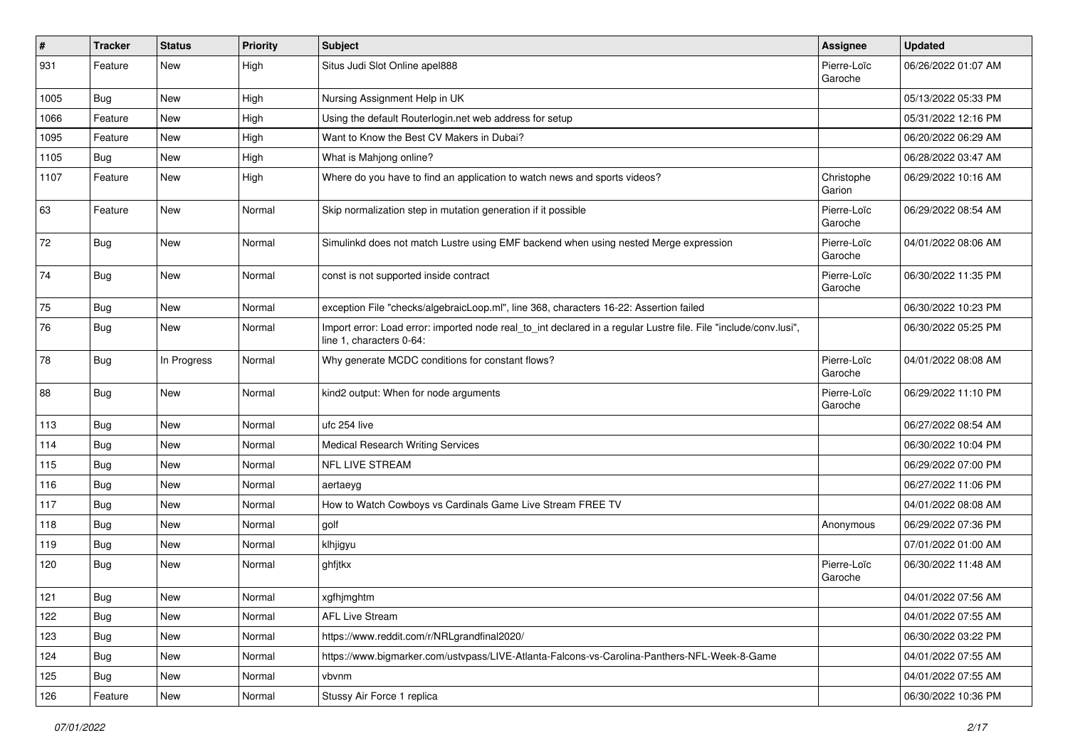| # | Tracker | Status | Priority | Subject | Assignee | Updated |
| --- | --- | --- | --- | --- | --- | --- |
| 931 | Feature | New | High | Situs Judi Slot Online apel888 | Pierre-Loïc Garoche | 06/26/2022 01:07 AM |
| 1005 | Bug | New | High | Nursing Assignment Help in UK | | 05/13/2022 05:33 PM |
| 1066 | Feature | New | High | Using the default Routerlogin.net web address for setup | | 05/31/2022 12:16 PM |
| 1095 | Feature | New | High | Want to Know the Best CV Makers in Dubai? | | 06/20/2022 06:29 AM |
| 1105 | Bug | New | High | What is Mahjong online? | | 06/28/2022 03:47 AM |
| 1107 | Feature | New | High | Where do you have to find an application to watch news and sports videos? | Christophe Garion | 06/29/2022 10:16 AM |
| 63 | Feature | New | Normal | Skip normalization step in mutation generation if it possible | Pierre-Loïc Garoche | 06/29/2022 08:54 AM |
| 72 | Bug | New | Normal | Simulinkd does not match Lustre using EMF backend when using nested Merge expression | Pierre-Loïc Garoche | 04/01/2022 08:06 AM |
| 74 | Bug | New | Normal | const is not supported inside contract | Pierre-Loïc Garoche | 06/30/2022 11:35 PM |
| 75 | Bug | New | Normal | exception File "checks/algebraicLoop.ml", line 368, characters 16-22: Assertion failed | | 06/30/2022 10:23 PM |
| 76 | Bug | New | Normal | Import error: Load error: imported node real_to_int declared in a regular Lustre file. File "include/conv.lusi", line 1, characters 0-64: | | 06/30/2022 05:25 PM |
| 78 | Bug | In Progress | Normal | Why generate MCDC conditions for constant flows? | Pierre-Loïc Garoche | 04/01/2022 08:08 AM |
| 88 | Bug | New | Normal | kind2 output: When for node arguments | Pierre-Loïc Garoche | 06/29/2022 11:10 PM |
| 113 | Bug | New | Normal | ufc 254 live | | 06/27/2022 08:54 AM |
| 114 | Bug | New | Normal | Medical Research Writing Services | | 06/30/2022 10:04 PM |
| 115 | Bug | New | Normal | NFL LIVE STREAM | | 06/29/2022 07:00 PM |
| 116 | Bug | New | Normal | aertaeyg | | 06/27/2022 11:06 PM |
| 117 | Bug | New | Normal | How to Watch Cowboys vs Cardinals Game Live Stream FREE TV | | 04/01/2022 08:08 AM |
| 118 | Bug | New | Normal | golf | Anonymous | 06/29/2022 07:36 PM |
| 119 | Bug | New | Normal | klhjigyu | | 07/01/2022 01:00 AM |
| 120 | Bug | New | Normal | ghfjtkx | Pierre-Loïc Garoche | 06/30/2022 11:48 AM |
| 121 | Bug | New | Normal | xgfhjmghtm | | 04/01/2022 07:56 AM |
| 122 | Bug | New | Normal | AFL Live Stream | | 04/01/2022 07:55 AM |
| 123 | Bug | New | Normal | https://www.reddit.com/r/NRLgrandfinal2020/ | | 06/30/2022 03:22 PM |
| 124 | Bug | New | Normal | https://www.bigmarker.com/ustvpass/LIVE-Atlanta-Falcons-vs-Carolina-Panthers-NFL-Week-8-Game | | 04/01/2022 07:55 AM |
| 125 | Bug | New | Normal | vbvnm | | 04/01/2022 07:55 AM |
| 126 | Feature | New | Normal | Stussy Air Force 1 replica | | 06/30/2022 10:36 PM |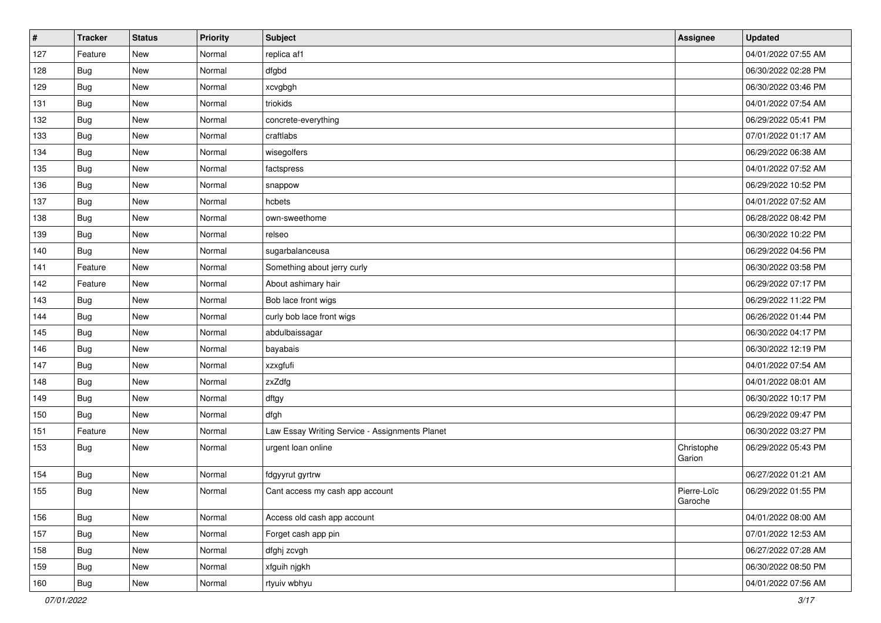| # | Tracker | Status | Priority | Subject | Assignee | Updated |
|---|---|---|---|---|---|---|
| 127 | Feature | New | Normal | replica af1 | | 04/01/2022 07:55 AM |
| 128 | Bug | New | Normal | dfgbd | | 06/30/2022 02:28 PM |
| 129 | Bug | New | Normal | xcvgbgh | | 06/30/2022 03:46 PM |
| 131 | Bug | New | Normal | triokids | | 04/01/2022 07:54 AM |
| 132 | Bug | New | Normal | concrete-everything | | 06/29/2022 05:41 PM |
| 133 | Bug | New | Normal | craftlabs | | 07/01/2022 01:17 AM |
| 134 | Bug | New | Normal | wisegolfers | | 06/29/2022 06:38 AM |
| 135 | Bug | New | Normal | factspress | | 04/01/2022 07:52 AM |
| 136 | Bug | New | Normal | snappow | | 06/29/2022 10:52 PM |
| 137 | Bug | New | Normal | hcbets | | 04/01/2022 07:52 AM |
| 138 | Bug | New | Normal | own-sweethome | | 06/28/2022 08:42 PM |
| 139 | Bug | New | Normal | relseo | | 06/30/2022 10:22 PM |
| 140 | Bug | New | Normal | sugarbalanceusa | | 06/29/2022 04:56 PM |
| 141 | Feature | New | Normal | Something about jerry curly | | 06/30/2022 03:58 PM |
| 142 | Feature | New | Normal | About ashimary hair | | 06/29/2022 07:17 PM |
| 143 | Bug | New | Normal | Bob lace front wigs | | 06/29/2022 11:22 PM |
| 144 | Bug | New | Normal | curly bob lace front wigs | | 06/26/2022 01:44 PM |
| 145 | Bug | New | Normal | abdulbaissagar | | 06/30/2022 04:17 PM |
| 146 | Bug | New | Normal | bayabais | | 06/30/2022 12:19 PM |
| 147 | Bug | New | Normal | xzxgfufi | | 04/01/2022 07:54 AM |
| 148 | Bug | New | Normal | zxZdfg | | 04/01/2022 08:01 AM |
| 149 | Bug | New | Normal | dftgy | | 06/30/2022 10:17 PM |
| 150 | Bug | New | Normal | dfgh | | 06/29/2022 09:47 PM |
| 151 | Feature | New | Normal | Law Essay Writing Service - Assignments Planet | | 06/30/2022 03:27 PM |
| 153 | Bug | New | Normal | urgent loan online | Christophe Garion | 06/29/2022 05:43 PM |
| 154 | Bug | New | Normal | fdgyyrut gyrtrw | | 06/27/2022 01:21 AM |
| 155 | Bug | New | Normal | Cant access my cash app account | Pierre-Loïc Garoche | 06/29/2022 01:55 PM |
| 156 | Bug | New | Normal | Access old cash app account | | 04/01/2022 08:00 AM |
| 157 | Bug | New | Normal | Forget cash app pin | | 07/01/2022 12:53 AM |
| 158 | Bug | New | Normal | dfghj zcvgh | | 06/27/2022 07:28 AM |
| 159 | Bug | New | Normal | xfguih njgkh | | 06/30/2022 08:50 PM |
| 160 | Bug | New | Normal | rtyuiv wbhyu | | 04/01/2022 07:56 AM |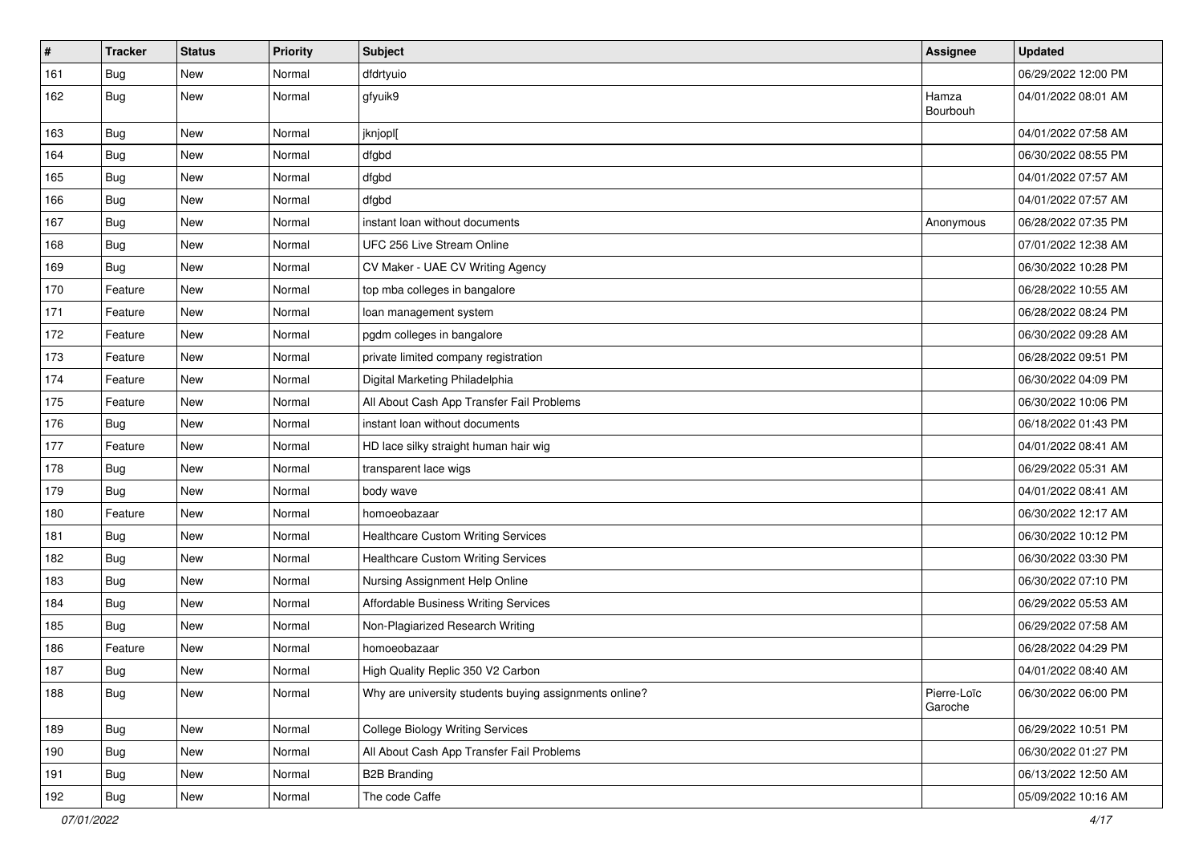| # | Tracker | Status | Priority | Subject | Assignee | Updated |
|---|---|---|---|---|---|---|
| 161 | Bug | New | Normal | dfdrtyuio | | 06/29/2022 12:00 PM |
| 162 | Bug | New | Normal | gfyuik9 | Hamza Bourbouh | 04/01/2022 08:01 AM |
| 163 | Bug | New | Normal | jknjopl[ | | 04/01/2022 07:58 AM |
| 164 | Bug | New | Normal | dfgbd | | 06/30/2022 08:55 PM |
| 165 | Bug | New | Normal | dfgbd | | 04/01/2022 07:57 AM |
| 166 | Bug | New | Normal | dfgbd | | 04/01/2022 07:57 AM |
| 167 | Bug | New | Normal | instant loan without documents | Anonymous | 06/28/2022 07:35 PM |
| 168 | Bug | New | Normal | UFC 256 Live Stream Online | | 07/01/2022 12:38 AM |
| 169 | Bug | New | Normal | CV Maker - UAE CV Writing Agency | | 06/30/2022 10:28 PM |
| 170 | Feature | New | Normal | top mba colleges in bangalore | | 06/28/2022 10:55 AM |
| 171 | Feature | New | Normal | loan management system | | 06/28/2022 08:24 PM |
| 172 | Feature | New | Normal | pgdm colleges in bangalore | | 06/30/2022 09:28 AM |
| 173 | Feature | New | Normal | private limited company registration | | 06/28/2022 09:51 PM |
| 174 | Feature | New | Normal | Digital Marketing Philadelphia | | 06/30/2022 04:09 PM |
| 175 | Feature | New | Normal | All About Cash App Transfer Fail Problems | | 06/30/2022 10:06 PM |
| 176 | Bug | New | Normal | instant loan without documents | | 06/18/2022 01:43 PM |
| 177 | Feature | New | Normal | HD lace silky straight human hair wig | | 04/01/2022 08:41 AM |
| 178 | Bug | New | Normal | transparent lace wigs | | 06/29/2022 05:31 AM |
| 179 | Bug | New | Normal | body wave | | 04/01/2022 08:41 AM |
| 180 | Feature | New | Normal | homoeobazaar | | 06/30/2022 12:17 AM |
| 181 | Bug | New | Normal | Healthcare Custom Writing Services | | 06/30/2022 10:12 PM |
| 182 | Bug | New | Normal | Healthcare Custom Writing Services | | 06/30/2022 03:30 PM |
| 183 | Bug | New | Normal | Nursing Assignment Help Online | | 06/30/2022 07:10 PM |
| 184 | Bug | New | Normal | Affordable Business Writing Services | | 06/29/2022 05:53 AM |
| 185 | Bug | New | Normal | Non-Plagiarized Research Writing | | 06/29/2022 07:58 AM |
| 186 | Feature | New | Normal | homoeobazaar | | 06/28/2022 04:29 PM |
| 187 | Bug | New | Normal | High Quality Replic 350 V2 Carbon | | 04/01/2022 08:40 AM |
| 188 | Bug | New | Normal | Why are university students buying assignments online? | Pierre-Loïc Garoche | 06/30/2022 06:00 PM |
| 189 | Bug | New | Normal | College Biology Writing Services | | 06/29/2022 10:51 PM |
| 190 | Bug | New | Normal | All About Cash App Transfer Fail Problems | | 06/30/2022 01:27 PM |
| 191 | Bug | New | Normal | B2B Branding | | 06/13/2022 12:50 AM |
| 192 | Bug | New | Normal | The code Caffe | | 05/09/2022 10:16 AM |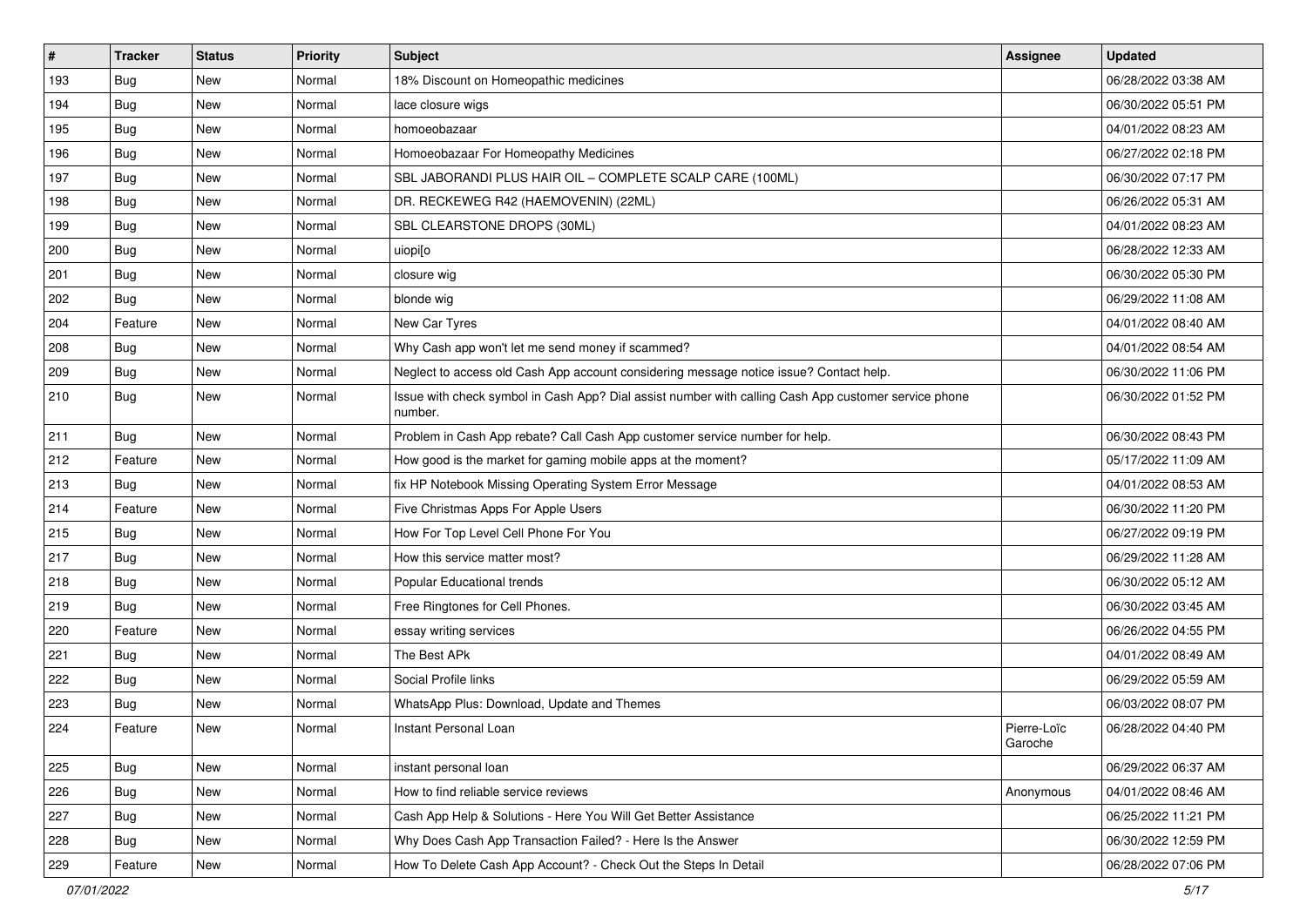| # | Tracker | Status | Priority | Subject | Assignee | Updated |
|---|---|---|---|---|---|---|
| 193 | Bug | New | Normal | 18% Discount on Homeopathic medicines | | 06/28/2022 03:38 AM |
| 194 | Bug | New | Normal | lace closure wigs | | 06/30/2022 05:51 PM |
| 195 | Bug | New | Normal | homoeobazaar | | 04/01/2022 08:23 AM |
| 196 | Bug | New | Normal | Homoeobazaar For Homeopathy Medicines | | 06/27/2022 02:18 PM |
| 197 | Bug | New | Normal | SBL JABORANDI PLUS HAIR OIL – COMPLETE SCALP CARE (100ML) | | 06/30/2022 07:17 PM |
| 198 | Bug | New | Normal | DR. RECKEWEG R42 (HAEMOVENIN) (22ML) | | 06/26/2022 05:31 AM |
| 199 | Bug | New | Normal | SBL CLEARSTONE DROPS (30ML) | | 04/01/2022 08:23 AM |
| 200 | Bug | New | Normal | uiopi[o | | 06/28/2022 12:33 AM |
| 201 | Bug | New | Normal | closure wig | | 06/30/2022 05:30 PM |
| 202 | Bug | New | Normal | blonde wig | | 06/29/2022 11:08 AM |
| 204 | Feature | New | Normal | New Car Tyres | | 04/01/2022 08:40 AM |
| 208 | Bug | New | Normal | Why Cash app won't let me send money if scammed? | | 04/01/2022 08:54 AM |
| 209 | Bug | New | Normal | Neglect to access old Cash App account considering message notice issue? Contact help. | | 06/30/2022 11:06 PM |
| 210 | Bug | New | Normal | Issue with check symbol in Cash App? Dial assist number with calling Cash App customer service phone number. | | 06/30/2022 01:52 PM |
| 211 | Bug | New | Normal | Problem in Cash App rebate? Call Cash App customer service number for help. | | 06/30/2022 08:43 PM |
| 212 | Feature | New | Normal | How good is the market for gaming mobile apps at the moment? | | 05/17/2022 11:09 AM |
| 213 | Bug | New | Normal | fix HP Notebook Missing Operating System Error Message | | 04/01/2022 08:53 AM |
| 214 | Feature | New | Normal | Five Christmas Apps For Apple Users | | 06/30/2022 11:20 PM |
| 215 | Bug | New | Normal | How For Top Level Cell Phone For You | | 06/27/2022 09:19 PM |
| 217 | Bug | New | Normal | How this service matter most? | | 06/29/2022 11:28 AM |
| 218 | Bug | New | Normal | Popular Educational trends | | 06/30/2022 05:12 AM |
| 219 | Bug | New | Normal | Free Ringtones for Cell Phones. | | 06/30/2022 03:45 AM |
| 220 | Feature | New | Normal | essay writing services | | 06/26/2022 04:55 PM |
| 221 | Bug | New | Normal | The Best APk | | 04/01/2022 08:49 AM |
| 222 | Bug | New | Normal | Social Profile links | | 06/29/2022 05:59 AM |
| 223 | Bug | New | Normal | WhatsApp Plus: Download, Update and Themes | | 06/03/2022 08:07 PM |
| 224 | Feature | New | Normal | Instant Personal Loan | Pierre-Loïc Garoche | 06/28/2022 04:40 PM |
| 225 | Bug | New | Normal | instant personal loan | | 06/29/2022 06:37 AM |
| 226 | Bug | New | Normal | How to find reliable service reviews | Anonymous | 04/01/2022 08:46 AM |
| 227 | Bug | New | Normal | Cash App Help & Solutions - Here You Will Get Better Assistance | | 06/25/2022 11:21 PM |
| 228 | Bug | New | Normal | Why Does Cash App Transaction Failed? - Here Is the Answer | | 06/30/2022 12:59 PM |
| 229 | Feature | New | Normal | How To Delete Cash App Account? - Check Out the Steps In Detail | | 06/28/2022 07:06 PM |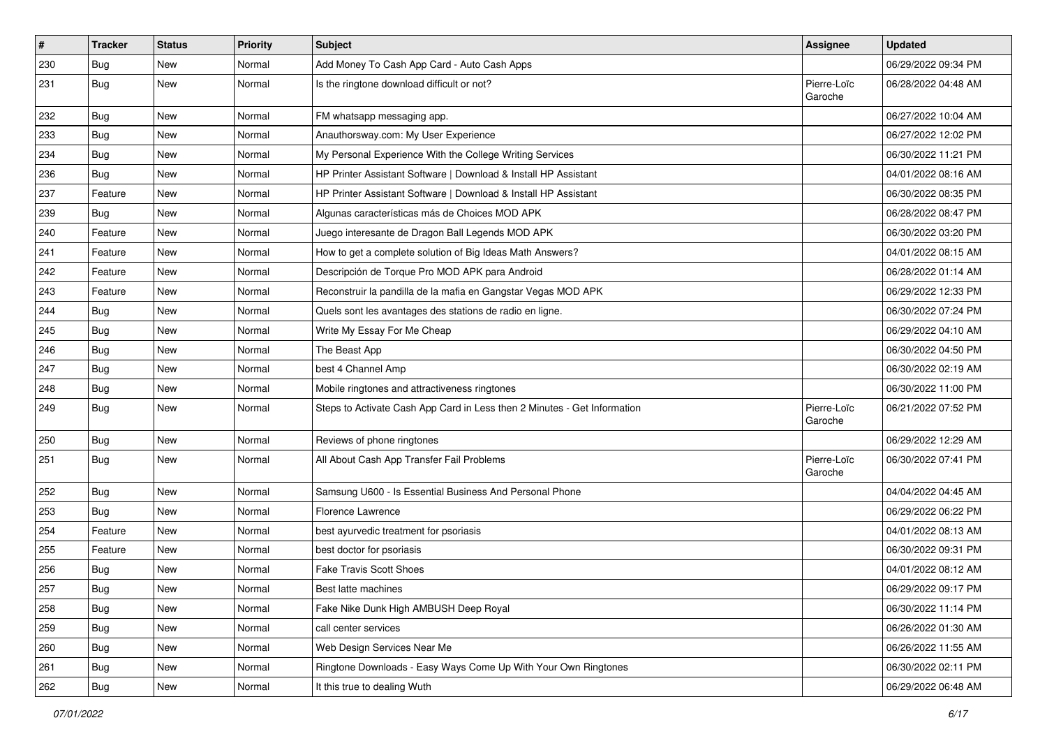| # | Tracker | Status | Priority | Subject | Assignee | Updated |
|---|---|---|---|---|---|---|
| 230 | Bug | New | Normal | Add Money To Cash App Card - Auto Cash Apps | | 06/29/2022 09:34 PM |
| 231 | Bug | New | Normal | Is the ringtone download difficult or not? | Pierre-Loïc Garoche | 06/28/2022 04:48 AM |
| 232 | Bug | New | Normal | FM whatsapp messaging app. | | 06/27/2022 10:04 AM |
| 233 | Bug | New | Normal | Anauthorsway.com: My User Experience | | 06/27/2022 12:02 PM |
| 234 | Bug | New | Normal | My Personal Experience With the College Writing Services | | 06/30/2022 11:21 PM |
| 236 | Bug | New | Normal | HP Printer Assistant Software \| Download & Install HP Assistant | | 04/01/2022 08:16 AM |
| 237 | Feature | New | Normal | HP Printer Assistant Software \| Download & Install HP Assistant | | 06/30/2022 08:35 PM |
| 239 | Bug | New | Normal | Algunas características más de Choices MOD APK | | 06/28/2022 08:47 PM |
| 240 | Feature | New | Normal | Juego interesante de Dragon Ball Legends MOD APK | | 06/30/2022 03:20 PM |
| 241 | Feature | New | Normal | How to get a complete solution of Big Ideas Math Answers? | | 04/01/2022 08:15 AM |
| 242 | Feature | New | Normal | Descripción de Torque Pro MOD APK para Android | | 06/28/2022 01:14 AM |
| 243 | Feature | New | Normal | Reconstruir la pandilla de la mafia en Gangstar Vegas MOD APK | | 06/29/2022 12:33 PM |
| 244 | Bug | New | Normal | Quels sont les avantages des stations de radio en ligne. | | 06/30/2022 07:24 PM |
| 245 | Bug | New | Normal | Write My Essay For Me Cheap | | 06/29/2022 04:10 AM |
| 246 | Bug | New | Normal | The Beast App | | 06/30/2022 04:50 PM |
| 247 | Bug | New | Normal | best 4 Channel Amp | | 06/30/2022 02:19 AM |
| 248 | Bug | New | Normal | Mobile ringtones and attractiveness ringtones | | 06/30/2022 11:00 PM |
| 249 | Bug | New | Normal | Steps to Activate Cash App Card in Less then 2 Minutes - Get Information | Pierre-Loïc Garoche | 06/21/2022 07:52 PM |
| 250 | Bug | New | Normal | Reviews of phone ringtones | | 06/29/2022 12:29 AM |
| 251 | Bug | New | Normal | All About Cash App Transfer Fail Problems | Pierre-Loïc Garoche | 06/30/2022 07:41 PM |
| 252 | Bug | New | Normal | Samsung U600 - Is Essential Business And Personal Phone | | 04/04/2022 04:45 AM |
| 253 | Bug | New | Normal | Florence Lawrence | | 06/29/2022 06:22 PM |
| 254 | Feature | New | Normal | best ayurvedic treatment for psoriasis | | 04/01/2022 08:13 AM |
| 255 | Feature | New | Normal | best doctor for psoriasis | | 06/30/2022 09:31 PM |
| 256 | Bug | New | Normal | Fake Travis Scott Shoes | | 04/01/2022 08:12 AM |
| 257 | Bug | New | Normal | Best latte machines | | 06/29/2022 09:17 PM |
| 258 | Bug | New | Normal | Fake Nike Dunk High AMBUSH Deep Royal | | 06/30/2022 11:14 PM |
| 259 | Bug | New | Normal | call center services | | 06/26/2022 01:30 AM |
| 260 | Bug | New | Normal | Web Design Services Near Me | | 06/26/2022 11:55 AM |
| 261 | Bug | New | Normal | Ringtone Downloads - Easy Ways Come Up With Your Own Ringtones | | 06/30/2022 02:11 PM |
| 262 | Bug | New | Normal | It this true to dealing Wuth | | 06/29/2022 06:48 AM |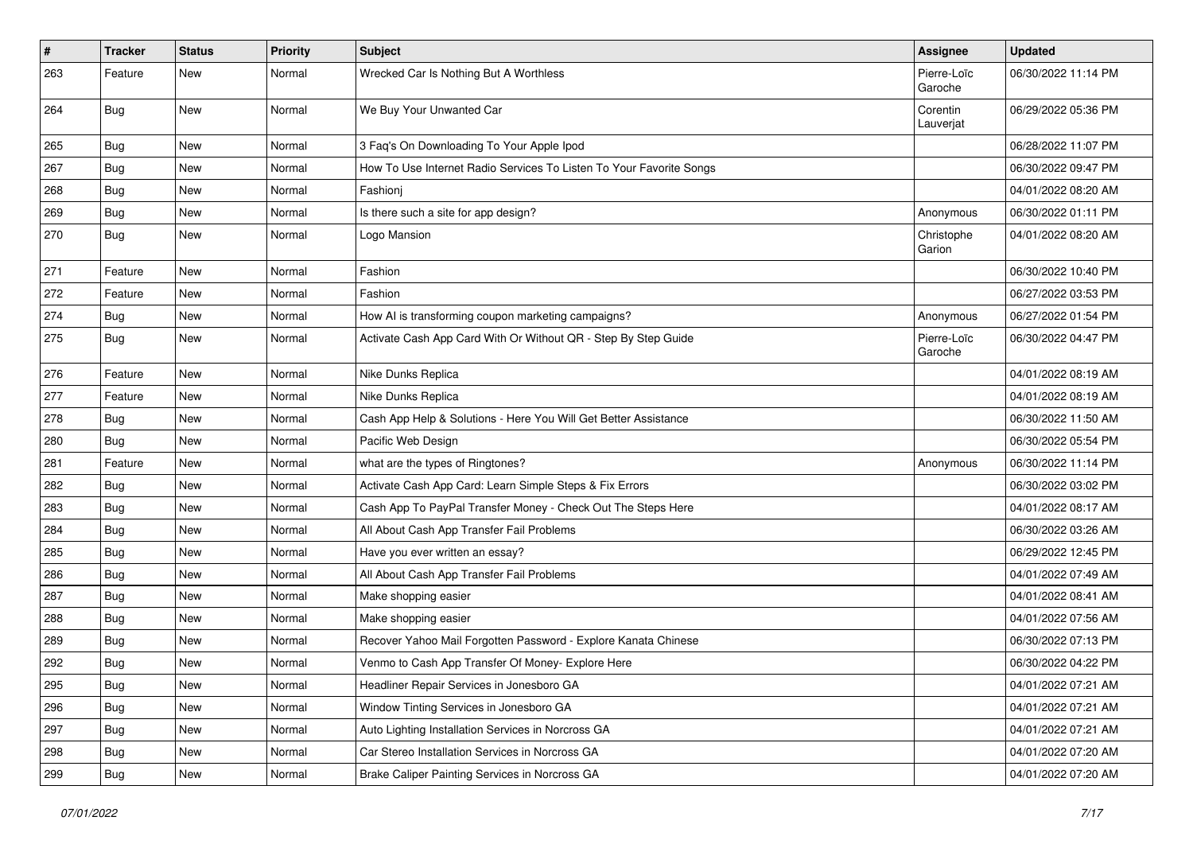| # | Tracker | Status | Priority | Subject | Assignee | Updated |
|---|---|---|---|---|---|---|
| 263 | Feature | New | Normal | Wrecked Car Is Nothing But A Worthless | Pierre-Loïc Garoche | 06/30/2022 11:14 PM |
| 264 | Bug | New | Normal | We Buy Your Unwanted Car | Corentin Lauverjat | 06/29/2022 05:36 PM |
| 265 | Bug | New | Normal | 3 Faq's On Downloading To Your Apple Ipod | | 06/28/2022 11:07 PM |
| 267 | Bug | New | Normal | How To Use Internet Radio Services To Listen To Your Favorite Songs | | 06/30/2022 09:47 PM |
| 268 | Bug | New | Normal | Fashionj | | 04/01/2022 08:20 AM |
| 269 | Bug | New | Normal | Is there such a site for app design? | Anonymous | 06/30/2022 01:11 PM |
| 270 | Bug | New | Normal | Logo Mansion | Christophe Garion | 04/01/2022 08:20 AM |
| 271 | Feature | New | Normal | Fashion | | 06/30/2022 10:40 PM |
| 272 | Feature | New | Normal | Fashion | | 06/27/2022 03:53 PM |
| 274 | Bug | New | Normal | How AI is transforming coupon marketing campaigns? | Anonymous | 06/27/2022 01:54 PM |
| 275 | Bug | New | Normal | Activate Cash App Card With Or Without QR - Step By Step Guide | Pierre-Loïc Garoche | 06/30/2022 04:47 PM |
| 276 | Feature | New | Normal | Nike Dunks Replica | | 04/01/2022 08:19 AM |
| 277 | Feature | New | Normal | Nike Dunks Replica | | 04/01/2022 08:19 AM |
| 278 | Bug | New | Normal | Cash App Help & Solutions - Here You Will Get Better Assistance | | 06/30/2022 11:50 AM |
| 280 | Bug | New | Normal | Pacific Web Design | | 06/30/2022 05:54 PM |
| 281 | Feature | New | Normal | what are the types of Ringtones? | Anonymous | 06/30/2022 11:14 PM |
| 282 | Bug | New | Normal | Activate Cash App Card: Learn Simple Steps & Fix Errors | | 06/30/2022 03:02 PM |
| 283 | Bug | New | Normal | Cash App To PayPal Transfer Money - Check Out The Steps Here | | 04/01/2022 08:17 AM |
| 284 | Bug | New | Normal | All About Cash App Transfer Fail Problems | | 06/30/2022 03:26 AM |
| 285 | Bug | New | Normal | Have you ever written an essay? | | 06/29/2022 12:45 PM |
| 286 | Bug | New | Normal | All About Cash App Transfer Fail Problems | | 04/01/2022 07:49 AM |
| 287 | Bug | New | Normal | Make shopping easier | | 04/01/2022 08:41 AM |
| 288 | Bug | New | Normal | Make shopping easier | | 04/01/2022 07:56 AM |
| 289 | Bug | New | Normal | Recover Yahoo Mail Forgotten Password - Explore Kanata Chinese | | 06/30/2022 07:13 PM |
| 292 | Bug | New | Normal | Venmo to Cash App Transfer Of Money- Explore Here | | 06/30/2022 04:22 PM |
| 295 | Bug | New | Normal | Headliner Repair Services in Jonesboro GA | | 04/01/2022 07:21 AM |
| 296 | Bug | New | Normal | Window Tinting Services in Jonesboro GA | | 04/01/2022 07:21 AM |
| 297 | Bug | New | Normal | Auto Lighting Installation Services in Norcross GA | | 04/01/2022 07:21 AM |
| 298 | Bug | New | Normal | Car Stereo Installation Services in Norcross GA | | 04/01/2022 07:20 AM |
| 299 | Bug | New | Normal | Brake Caliper Painting Services in Norcross GA | | 04/01/2022 07:20 AM |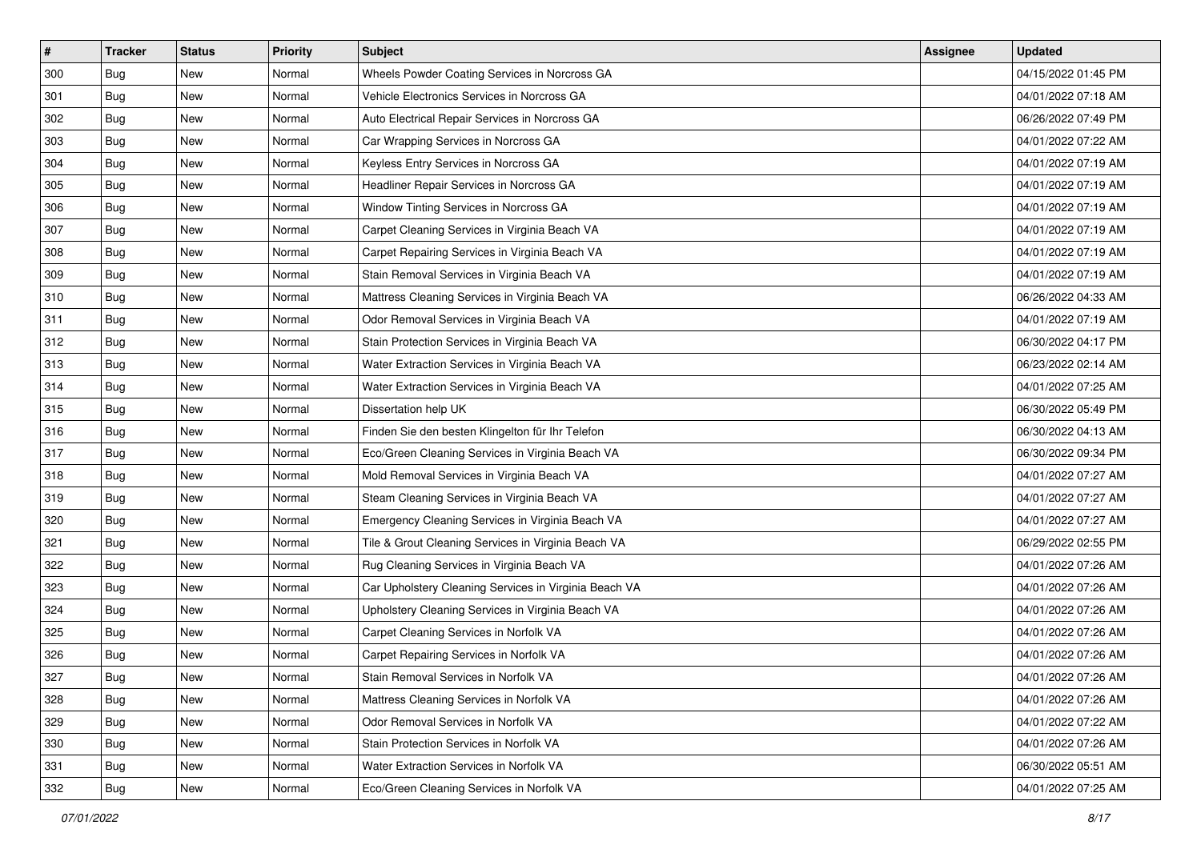| # | Tracker | Status | Priority | Subject | Assignee | Updated |
| --- | --- | --- | --- | --- | --- | --- |
| 300 | Bug | New | Normal | Wheels Powder Coating Services in Norcross GA |  | 04/15/2022 01:45 PM |
| 301 | Bug | New | Normal | Vehicle Electronics Services in Norcross GA |  | 04/01/2022 07:18 AM |
| 302 | Bug | New | Normal | Auto Electrical Repair Services in Norcross GA |  | 06/26/2022 07:49 PM |
| 303 | Bug | New | Normal | Car Wrapping Services in Norcross GA |  | 04/01/2022 07:22 AM |
| 304 | Bug | New | Normal | Keyless Entry Services in Norcross GA |  | 04/01/2022 07:19 AM |
| 305 | Bug | New | Normal | Headliner Repair Services in Norcross GA |  | 04/01/2022 07:19 AM |
| 306 | Bug | New | Normal | Window Tinting Services in Norcross GA |  | 04/01/2022 07:19 AM |
| 307 | Bug | New | Normal | Carpet Cleaning Services in Virginia Beach VA |  | 04/01/2022 07:19 AM |
| 308 | Bug | New | Normal | Carpet Repairing Services in Virginia Beach VA |  | 04/01/2022 07:19 AM |
| 309 | Bug | New | Normal | Stain Removal Services in Virginia Beach VA |  | 04/01/2022 07:19 AM |
| 310 | Bug | New | Normal | Mattress Cleaning Services in Virginia Beach VA |  | 06/26/2022 04:33 AM |
| 311 | Bug | New | Normal | Odor Removal Services in Virginia Beach VA |  | 04/01/2022 07:19 AM |
| 312 | Bug | New | Normal | Stain Protection Services in Virginia Beach VA |  | 06/30/2022 04:17 PM |
| 313 | Bug | New | Normal | Water Extraction Services in Virginia Beach VA |  | 06/23/2022 02:14 AM |
| 314 | Bug | New | Normal | Water Extraction Services in Virginia Beach VA |  | 04/01/2022 07:25 AM |
| 315 | Bug | New | Normal | Dissertation help UK |  | 06/30/2022 05:49 PM |
| 316 | Bug | New | Normal | Finden Sie den besten Klingelton für Ihr Telefon |  | 06/30/2022 04:13 AM |
| 317 | Bug | New | Normal | Eco/Green Cleaning Services in Virginia Beach VA |  | 06/30/2022 09:34 PM |
| 318 | Bug | New | Normal | Mold Removal Services in Virginia Beach VA |  | 04/01/2022 07:27 AM |
| 319 | Bug | New | Normal | Steam Cleaning Services in Virginia Beach VA |  | 04/01/2022 07:27 AM |
| 320 | Bug | New | Normal | Emergency Cleaning Services in Virginia Beach VA |  | 04/01/2022 07:27 AM |
| 321 | Bug | New | Normal | Tile & Grout Cleaning Services in Virginia Beach VA |  | 06/29/2022 02:55 PM |
| 322 | Bug | New | Normal | Rug Cleaning Services in Virginia Beach VA |  | 04/01/2022 07:26 AM |
| 323 | Bug | New | Normal | Car Upholstery Cleaning Services in Virginia Beach VA |  | 04/01/2022 07:26 AM |
| 324 | Bug | New | Normal | Upholstery Cleaning Services in Virginia Beach VA |  | 04/01/2022 07:26 AM |
| 325 | Bug | New | Normal | Carpet Cleaning Services in Norfolk VA |  | 04/01/2022 07:26 AM |
| 326 | Bug | New | Normal | Carpet Repairing Services in Norfolk VA |  | 04/01/2022 07:26 AM |
| 327 | Bug | New | Normal | Stain Removal Services in Norfolk VA |  | 04/01/2022 07:26 AM |
| 328 | Bug | New | Normal | Mattress Cleaning Services in Norfolk VA |  | 04/01/2022 07:26 AM |
| 329 | Bug | New | Normal | Odor Removal Services in Norfolk VA |  | 04/01/2022 07:22 AM |
| 330 | Bug | New | Normal | Stain Protection Services in Norfolk VA |  | 04/01/2022 07:26 AM |
| 331 | Bug | New | Normal | Water Extraction Services in Norfolk VA |  | 06/30/2022 05:51 AM |
| 332 | Bug | New | Normal | Eco/Green Cleaning Services in Norfolk VA |  | 04/01/2022 07:25 AM |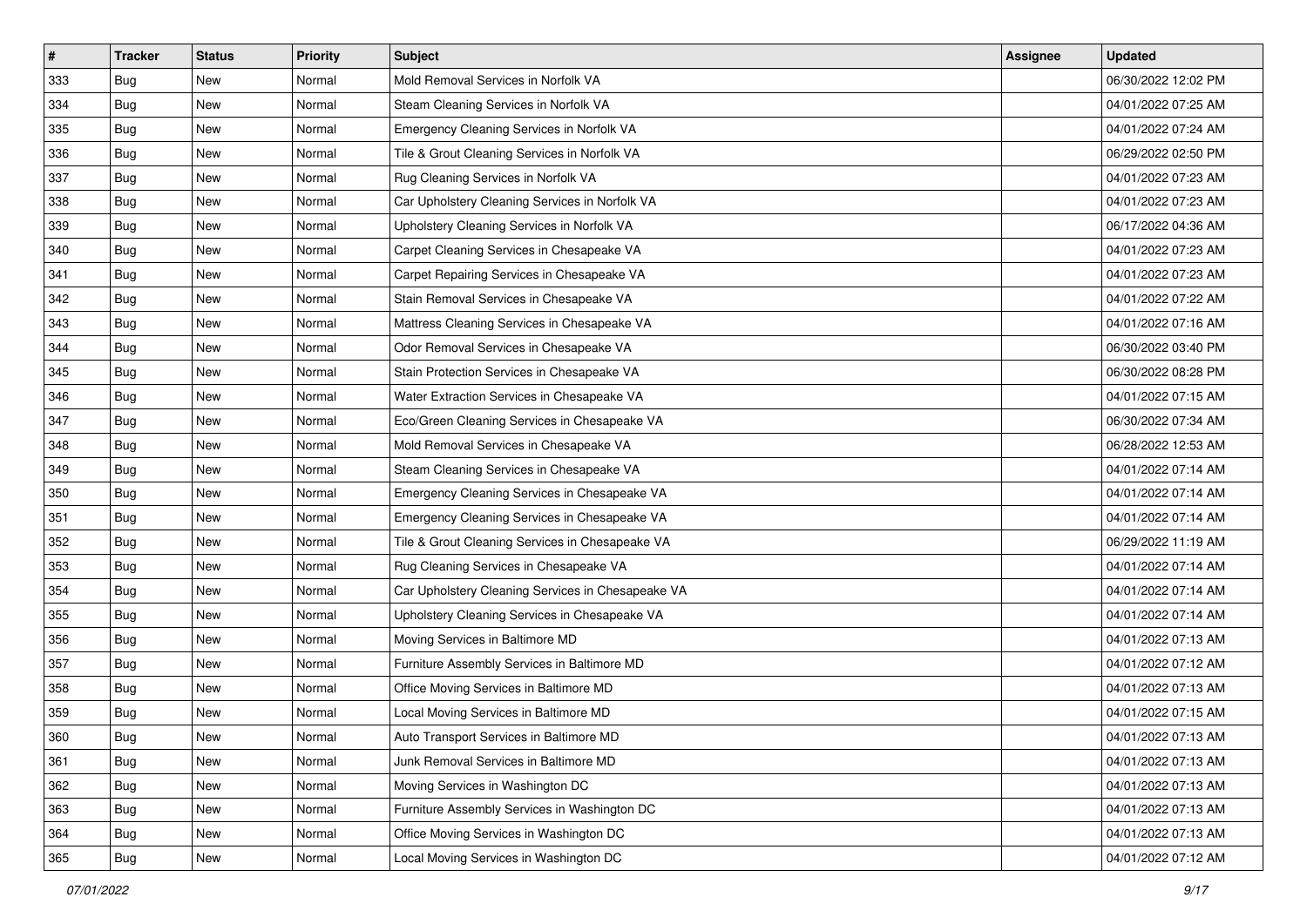| # | Tracker | Status | Priority | Subject | Assignee | Updated |
|---|---|---|---|---|---|---|
| 333 | Bug | New | Normal | Mold Removal Services in Norfolk VA | | 06/30/2022 12:02 PM |
| 334 | Bug | New | Normal | Steam Cleaning Services in Norfolk VA | | 04/01/2022 07:25 AM |
| 335 | Bug | New | Normal | Emergency Cleaning Services in Norfolk VA | | 04/01/2022 07:24 AM |
| 336 | Bug | New | Normal | Tile & Grout Cleaning Services in Norfolk VA | | 06/29/2022 02:50 PM |
| 337 | Bug | New | Normal | Rug Cleaning Services in Norfolk VA | | 04/01/2022 07:23 AM |
| 338 | Bug | New | Normal | Car Upholstery Cleaning Services in Norfolk VA | | 04/01/2022 07:23 AM |
| 339 | Bug | New | Normal | Upholstery Cleaning Services in Norfolk VA | | 06/17/2022 04:36 AM |
| 340 | Bug | New | Normal | Carpet Cleaning Services in Chesapeake VA | | 04/01/2022 07:23 AM |
| 341 | Bug | New | Normal | Carpet Repairing Services in Chesapeake VA | | 04/01/2022 07:23 AM |
| 342 | Bug | New | Normal | Stain Removal Services in Chesapeake VA | | 04/01/2022 07:22 AM |
| 343 | Bug | New | Normal | Mattress Cleaning Services in Chesapeake VA | | 04/01/2022 07:16 AM |
| 344 | Bug | New | Normal | Odor Removal Services in Chesapeake VA | | 06/30/2022 03:40 PM |
| 345 | Bug | New | Normal | Stain Protection Services in Chesapeake VA | | 06/30/2022 08:28 PM |
| 346 | Bug | New | Normal | Water Extraction Services in Chesapeake VA | | 04/01/2022 07:15 AM |
| 347 | Bug | New | Normal | Eco/Green Cleaning Services in Chesapeake VA | | 06/30/2022 07:34 AM |
| 348 | Bug | New | Normal | Mold Removal Services in Chesapeake VA | | 06/28/2022 12:53 AM |
| 349 | Bug | New | Normal | Steam Cleaning Services in Chesapeake VA | | 04/01/2022 07:14 AM |
| 350 | Bug | New | Normal | Emergency Cleaning Services in Chesapeake VA | | 04/01/2022 07:14 AM |
| 351 | Bug | New | Normal | Emergency Cleaning Services in Chesapeake VA | | 04/01/2022 07:14 AM |
| 352 | Bug | New | Normal | Tile & Grout Cleaning Services in Chesapeake VA | | 06/29/2022 11:19 AM |
| 353 | Bug | New | Normal | Rug Cleaning Services in Chesapeake VA | | 04/01/2022 07:14 AM |
| 354 | Bug | New | Normal | Car Upholstery Cleaning Services in Chesapeake VA | | 04/01/2022 07:14 AM |
| 355 | Bug | New | Normal | Upholstery Cleaning Services in Chesapeake VA | | 04/01/2022 07:14 AM |
| 356 | Bug | New | Normal | Moving Services in Baltimore MD | | 04/01/2022 07:13 AM |
| 357 | Bug | New | Normal | Furniture Assembly Services in Baltimore MD | | 04/01/2022 07:12 AM |
| 358 | Bug | New | Normal | Office Moving Services in Baltimore MD | | 04/01/2022 07:13 AM |
| 359 | Bug | New | Normal | Local Moving Services in Baltimore MD | | 04/01/2022 07:15 AM |
| 360 | Bug | New | Normal | Auto Transport Services in Baltimore MD | | 04/01/2022 07:13 AM |
| 361 | Bug | New | Normal | Junk Removal Services in Baltimore MD | | 04/01/2022 07:13 AM |
| 362 | Bug | New | Normal | Moving Services in Washington DC | | 04/01/2022 07:13 AM |
| 363 | Bug | New | Normal | Furniture Assembly Services in Washington DC | | 04/01/2022 07:13 AM |
| 364 | Bug | New | Normal | Office Moving Services in Washington DC | | 04/01/2022 07:13 AM |
| 365 | Bug | New | Normal | Local Moving Services in Washington DC | | 04/01/2022 07:12 AM |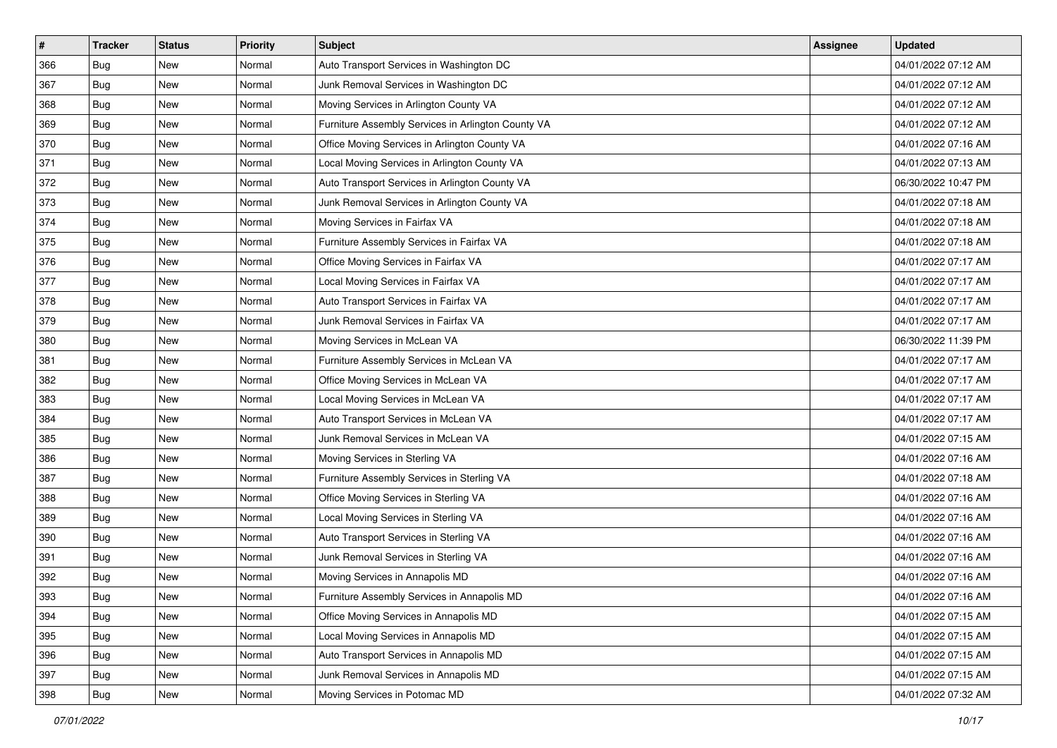| # | Tracker | Status | Priority | Subject | Assignee | Updated |
| --- | --- | --- | --- | --- | --- | --- |
| 366 | Bug | New | Normal | Auto Transport Services in Washington DC | | 04/01/2022 07:12 AM |
| 367 | Bug | New | Normal | Junk Removal Services in Washington DC | | 04/01/2022 07:12 AM |
| 368 | Bug | New | Normal | Moving Services in Arlington County VA | | 04/01/2022 07:12 AM |
| 369 | Bug | New | Normal | Furniture Assembly Services in Arlington County VA | | 04/01/2022 07:12 AM |
| 370 | Bug | New | Normal | Office Moving Services in Arlington County VA | | 04/01/2022 07:16 AM |
| 371 | Bug | New | Normal | Local Moving Services in Arlington County VA | | 04/01/2022 07:13 AM |
| 372 | Bug | New | Normal | Auto Transport Services in Arlington County VA | | 06/30/2022 10:47 PM |
| 373 | Bug | New | Normal | Junk Removal Services in Arlington County VA | | 04/01/2022 07:18 AM |
| 374 | Bug | New | Normal | Moving Services in Fairfax VA | | 04/01/2022 07:18 AM |
| 375 | Bug | New | Normal | Furniture Assembly Services in Fairfax VA | | 04/01/2022 07:18 AM |
| 376 | Bug | New | Normal | Office Moving Services in Fairfax VA | | 04/01/2022 07:17 AM |
| 377 | Bug | New | Normal | Local Moving Services in Fairfax VA | | 04/01/2022 07:17 AM |
| 378 | Bug | New | Normal | Auto Transport Services in Fairfax VA | | 04/01/2022 07:17 AM |
| 379 | Bug | New | Normal | Junk Removal Services in Fairfax VA | | 04/01/2022 07:17 AM |
| 380 | Bug | New | Normal | Moving Services in McLean VA | | 06/30/2022 11:39 PM |
| 381 | Bug | New | Normal | Furniture Assembly Services in McLean VA | | 04/01/2022 07:17 AM |
| 382 | Bug | New | Normal | Office Moving Services in McLean VA | | 04/01/2022 07:17 AM |
| 383 | Bug | New | Normal | Local Moving Services in McLean VA | | 04/01/2022 07:17 AM |
| 384 | Bug | New | Normal | Auto Transport Services in McLean VA | | 04/01/2022 07:17 AM |
| 385 | Bug | New | Normal | Junk Removal Services in McLean VA | | 04/01/2022 07:15 AM |
| 386 | Bug | New | Normal | Moving Services in Sterling VA | | 04/01/2022 07:16 AM |
| 387 | Bug | New | Normal | Furniture Assembly Services in Sterling VA | | 04/01/2022 07:18 AM |
| 388 | Bug | New | Normal | Office Moving Services in Sterling VA | | 04/01/2022 07:16 AM |
| 389 | Bug | New | Normal | Local Moving Services in Sterling VA | | 04/01/2022 07:16 AM |
| 390 | Bug | New | Normal | Auto Transport Services in Sterling VA | | 04/01/2022 07:16 AM |
| 391 | Bug | New | Normal | Junk Removal Services in Sterling VA | | 04/01/2022 07:16 AM |
| 392 | Bug | New | Normal | Moving Services in Annapolis MD | | 04/01/2022 07:16 AM |
| 393 | Bug | New | Normal | Furniture Assembly Services in Annapolis MD | | 04/01/2022 07:16 AM |
| 394 | Bug | New | Normal | Office Moving Services in Annapolis MD | | 04/01/2022 07:15 AM |
| 395 | Bug | New | Normal | Local Moving Services in Annapolis MD | | 04/01/2022 07:15 AM |
| 396 | Bug | New | Normal | Auto Transport Services in Annapolis MD | | 04/01/2022 07:15 AM |
| 397 | Bug | New | Normal | Junk Removal Services in Annapolis MD | | 04/01/2022 07:15 AM |
| 398 | Bug | New | Normal | Moving Services in Potomac MD | | 04/01/2022 07:32 AM |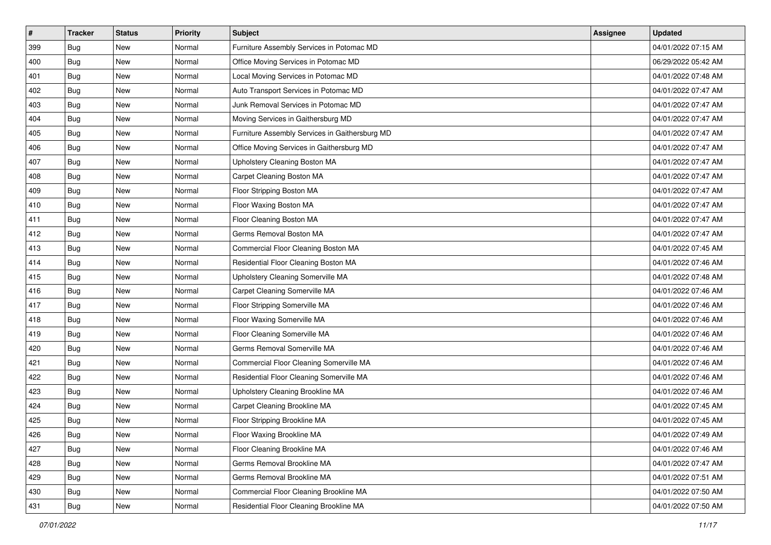| # | Tracker | Status | Priority | Subject | Assignee | Updated |
| --- | --- | --- | --- | --- | --- | --- |
| 399 | Bug | New | Normal | Furniture Assembly Services in Potomac MD | | 04/01/2022 07:15 AM |
| 400 | Bug | New | Normal | Office Moving Services in Potomac MD | | 06/29/2022 05:42 AM |
| 401 | Bug | New | Normal | Local Moving Services in Potomac MD | | 04/01/2022 07:48 AM |
| 402 | Bug | New | Normal | Auto Transport Services in Potomac MD | | 04/01/2022 07:47 AM |
| 403 | Bug | New | Normal | Junk Removal Services in Potomac MD | | 04/01/2022 07:47 AM |
| 404 | Bug | New | Normal | Moving Services in Gaithersburg MD | | 04/01/2022 07:47 AM |
| 405 | Bug | New | Normal | Furniture Assembly Services in Gaithersburg MD | | 04/01/2022 07:47 AM |
| 406 | Bug | New | Normal | Office Moving Services in Gaithersburg MD | | 04/01/2022 07:47 AM |
| 407 | Bug | New | Normal | Upholstery Cleaning Boston MA | | 04/01/2022 07:47 AM |
| 408 | Bug | New | Normal | Carpet Cleaning Boston MA | | 04/01/2022 07:47 AM |
| 409 | Bug | New | Normal | Floor Stripping Boston MA | | 04/01/2022 07:47 AM |
| 410 | Bug | New | Normal | Floor Waxing Boston MA | | 04/01/2022 07:47 AM |
| 411 | Bug | New | Normal | Floor Cleaning Boston MA | | 04/01/2022 07:47 AM |
| 412 | Bug | New | Normal | Germs Removal Boston MA | | 04/01/2022 07:47 AM |
| 413 | Bug | New | Normal | Commercial Floor Cleaning Boston MA | | 04/01/2022 07:45 AM |
| 414 | Bug | New | Normal | Residential Floor Cleaning Boston MA | | 04/01/2022 07:46 AM |
| 415 | Bug | New | Normal | Upholstery Cleaning Somerville MA | | 04/01/2022 07:48 AM |
| 416 | Bug | New | Normal | Carpet Cleaning Somerville MA | | 04/01/2022 07:46 AM |
| 417 | Bug | New | Normal | Floor Stripping Somerville MA | | 04/01/2022 07:46 AM |
| 418 | Bug | New | Normal | Floor Waxing Somerville MA | | 04/01/2022 07:46 AM |
| 419 | Bug | New | Normal | Floor Cleaning Somerville MA | | 04/01/2022 07:46 AM |
| 420 | Bug | New | Normal | Germs Removal Somerville MA | | 04/01/2022 07:46 AM |
| 421 | Bug | New | Normal | Commercial Floor Cleaning Somerville MA | | 04/01/2022 07:46 AM |
| 422 | Bug | New | Normal | Residential Floor Cleaning Somerville MA | | 04/01/2022 07:46 AM |
| 423 | Bug | New | Normal | Upholstery Cleaning Brookline MA | | 04/01/2022 07:46 AM |
| 424 | Bug | New | Normal | Carpet Cleaning Brookline MA | | 04/01/2022 07:45 AM |
| 425 | Bug | New | Normal | Floor Stripping Brookline MA | | 04/01/2022 07:45 AM |
| 426 | Bug | New | Normal | Floor Waxing Brookline MA | | 04/01/2022 07:49 AM |
| 427 | Bug | New | Normal | Floor Cleaning Brookline MA | | 04/01/2022 07:46 AM |
| 428 | Bug | New | Normal | Germs Removal Brookline MA | | 04/01/2022 07:47 AM |
| 429 | Bug | New | Normal | Germs Removal Brookline MA | | 04/01/2022 07:51 AM |
| 430 | Bug | New | Normal | Commercial Floor Cleaning Brookline MA | | 04/01/2022 07:50 AM |
| 431 | Bug | New | Normal | Residential Floor Cleaning Brookline MA | | 04/01/2022 07:50 AM |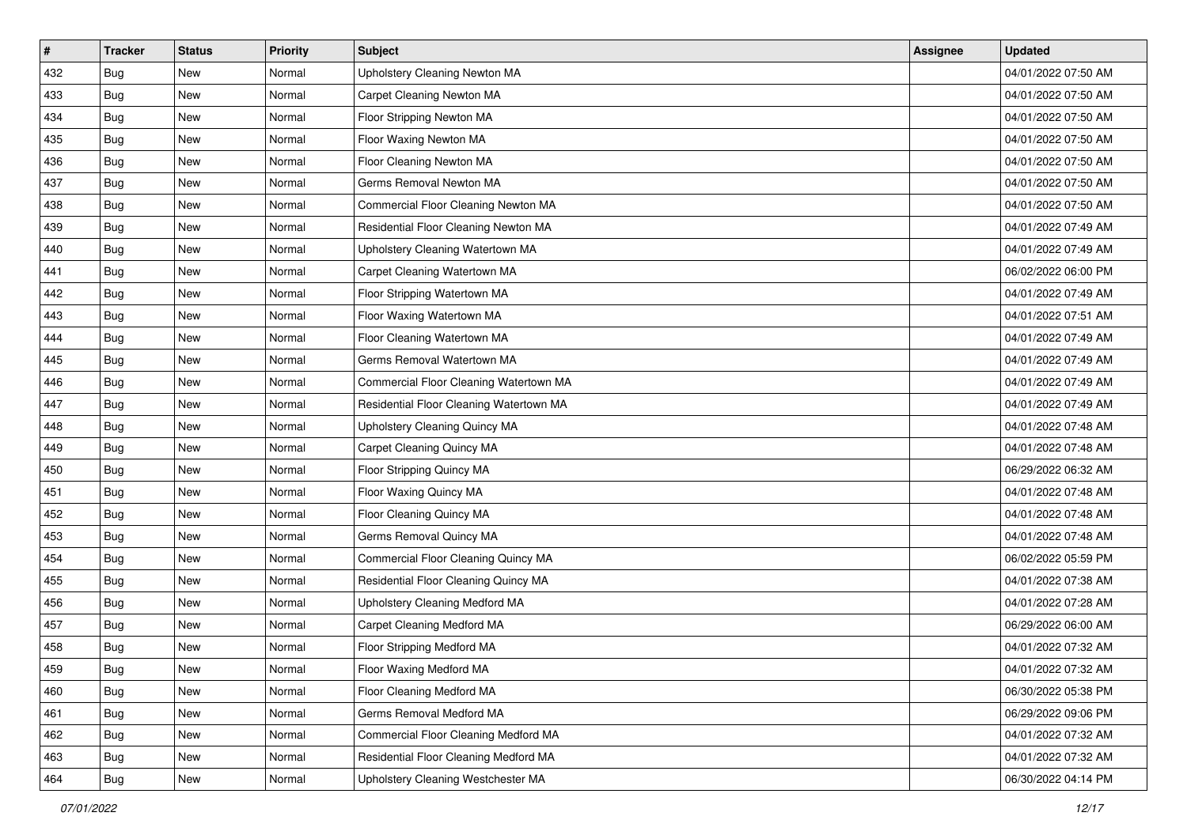| # | Tracker | Status | Priority | Subject | Assignee | Updated |
|---|---|---|---|---|---|---|
| 432 | Bug | New | Normal | Upholstery Cleaning Newton MA | | 04/01/2022 07:50 AM |
| 433 | Bug | New | Normal | Carpet Cleaning Newton MA | | 04/01/2022 07:50 AM |
| 434 | Bug | New | Normal | Floor Stripping Newton MA | | 04/01/2022 07:50 AM |
| 435 | Bug | New | Normal | Floor Waxing Newton MA | | 04/01/2022 07:50 AM |
| 436 | Bug | New | Normal | Floor Cleaning Newton MA | | 04/01/2022 07:50 AM |
| 437 | Bug | New | Normal | Germs Removal Newton MA | | 04/01/2022 07:50 AM |
| 438 | Bug | New | Normal | Commercial Floor Cleaning Newton MA | | 04/01/2022 07:50 AM |
| 439 | Bug | New | Normal | Residential Floor Cleaning Newton MA | | 04/01/2022 07:49 AM |
| 440 | Bug | New | Normal | Upholstery Cleaning Watertown MA | | 04/01/2022 07:49 AM |
| 441 | Bug | New | Normal | Carpet Cleaning Watertown MA | | 06/02/2022 06:00 PM |
| 442 | Bug | New | Normal | Floor Stripping Watertown MA | | 04/01/2022 07:49 AM |
| 443 | Bug | New | Normal | Floor Waxing Watertown MA | | 04/01/2022 07:51 AM |
| 444 | Bug | New | Normal | Floor Cleaning Watertown MA | | 04/01/2022 07:49 AM |
| 445 | Bug | New | Normal | Germs Removal Watertown MA | | 04/01/2022 07:49 AM |
| 446 | Bug | New | Normal | Commercial Floor Cleaning Watertown MA | | 04/01/2022 07:49 AM |
| 447 | Bug | New | Normal | Residential Floor Cleaning Watertown MA | | 04/01/2022 07:49 AM |
| 448 | Bug | New | Normal | Upholstery Cleaning Quincy MA | | 04/01/2022 07:48 AM |
| 449 | Bug | New | Normal | Carpet Cleaning Quincy MA | | 04/01/2022 07:48 AM |
| 450 | Bug | New | Normal | Floor Stripping Quincy MA | | 06/29/2022 06:32 AM |
| 451 | Bug | New | Normal | Floor Waxing Quincy MA | | 04/01/2022 07:48 AM |
| 452 | Bug | New | Normal | Floor Cleaning Quincy MA | | 04/01/2022 07:48 AM |
| 453 | Bug | New | Normal | Germs Removal Quincy MA | | 04/01/2022 07:48 AM |
| 454 | Bug | New | Normal | Commercial Floor Cleaning Quincy MA | | 06/02/2022 05:59 PM |
| 455 | Bug | New | Normal | Residential Floor Cleaning Quincy MA | | 04/01/2022 07:38 AM |
| 456 | Bug | New | Normal | Upholstery Cleaning Medford MA | | 04/01/2022 07:28 AM |
| 457 | Bug | New | Normal | Carpet Cleaning Medford MA | | 06/29/2022 06:00 AM |
| 458 | Bug | New | Normal | Floor Stripping Medford MA | | 04/01/2022 07:32 AM |
| 459 | Bug | New | Normal | Floor Waxing Medford MA | | 04/01/2022 07:32 AM |
| 460 | Bug | New | Normal | Floor Cleaning Medford MA | | 06/30/2022 05:38 PM |
| 461 | Bug | New | Normal | Germs Removal Medford MA | | 06/29/2022 09:06 PM |
| 462 | Bug | New | Normal | Commercial Floor Cleaning Medford MA | | 04/01/2022 07:32 AM |
| 463 | Bug | New | Normal | Residential Floor Cleaning Medford MA | | 04/01/2022 07:32 AM |
| 464 | Bug | New | Normal | Upholstery Cleaning Westchester MA | | 06/30/2022 04:14 PM |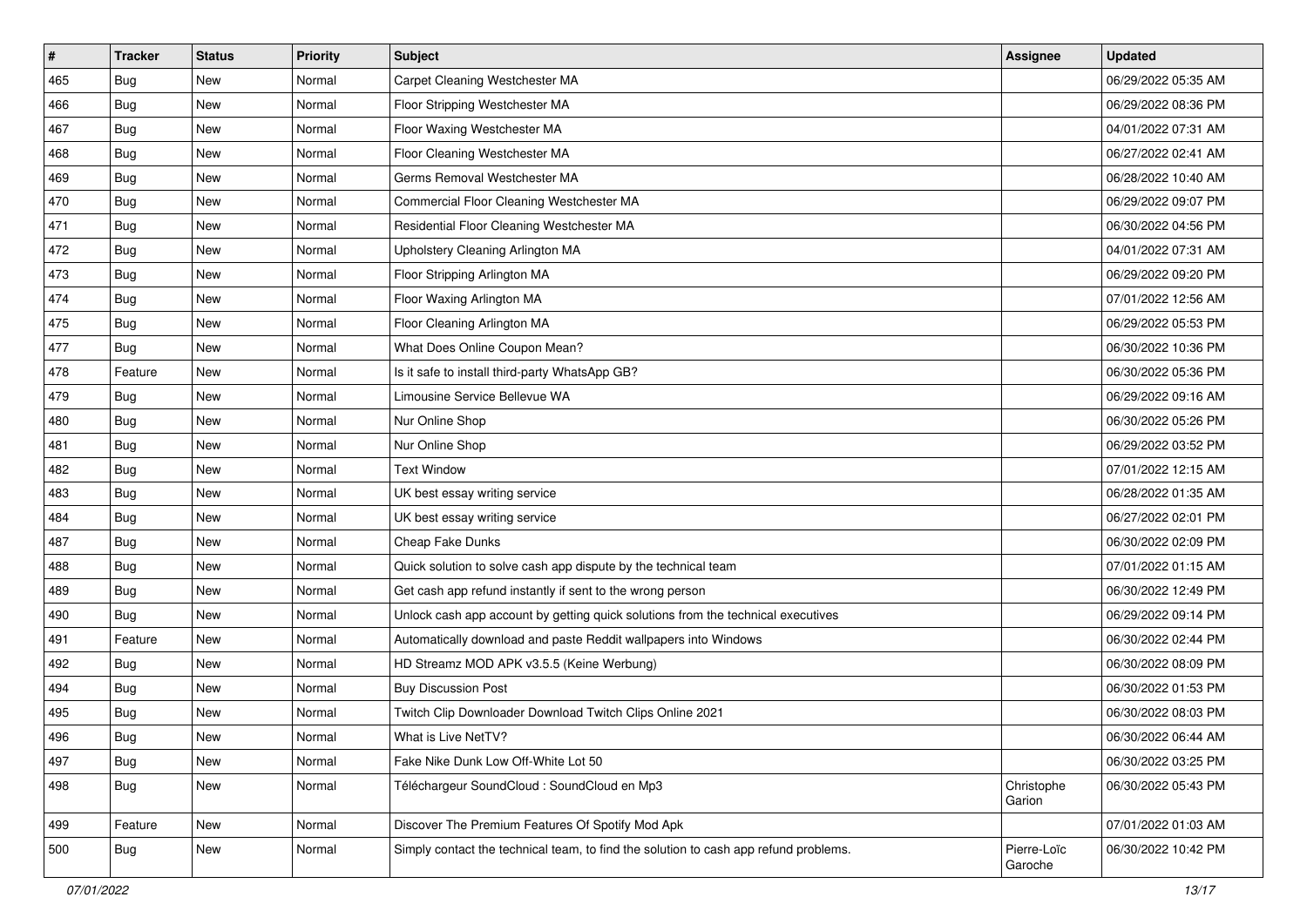| # | Tracker | Status | Priority | Subject | Assignee | Updated |
| --- | --- | --- | --- | --- | --- | --- |
| 465 | Bug | New | Normal | Carpet Cleaning Westchester MA | | 06/29/2022 05:35 AM |
| 466 | Bug | New | Normal | Floor Stripping Westchester MA | | 06/29/2022 08:36 PM |
| 467 | Bug | New | Normal | Floor Waxing Westchester MA | | 04/01/2022 07:31 AM |
| 468 | Bug | New | Normal | Floor Cleaning Westchester MA | | 06/27/2022 02:41 AM |
| 469 | Bug | New | Normal | Germs Removal Westchester MA | | 06/28/2022 10:40 AM |
| 470 | Bug | New | Normal | Commercial Floor Cleaning Westchester MA | | 06/29/2022 09:07 PM |
| 471 | Bug | New | Normal | Residential Floor Cleaning Westchester MA | | 06/30/2022 04:56 PM |
| 472 | Bug | New | Normal | Upholstery Cleaning Arlington MA | | 04/01/2022 07:31 AM |
| 473 | Bug | New | Normal | Floor Stripping Arlington MA | | 06/29/2022 09:20 PM |
| 474 | Bug | New | Normal | Floor Waxing Arlington MA | | 07/01/2022 12:56 AM |
| 475 | Bug | New | Normal | Floor Cleaning Arlington MA | | 06/29/2022 05:53 PM |
| 477 | Bug | New | Normal | What Does Online Coupon Mean? | | 06/30/2022 10:36 PM |
| 478 | Feature | New | Normal | Is it safe to install third-party WhatsApp GB? | | 06/30/2022 05:36 PM |
| 479 | Bug | New | Normal | Limousine Service Bellevue WA | | 06/29/2022 09:16 AM |
| 480 | Bug | New | Normal | Nur Online Shop | | 06/30/2022 05:26 PM |
| 481 | Bug | New | Normal | Nur Online Shop | | 06/29/2022 03:52 PM |
| 482 | Bug | New | Normal | Text Window | | 07/01/2022 12:15 AM |
| 483 | Bug | New | Normal | UK best essay writing service | | 06/28/2022 01:35 AM |
| 484 | Bug | New | Normal | UK best essay writing service | | 06/27/2022 02:01 PM |
| 487 | Bug | New | Normal | Cheap Fake Dunks | | 06/30/2022 02:09 PM |
| 488 | Bug | New | Normal | Quick solution to solve cash app dispute by the technical team | | 07/01/2022 01:15 AM |
| 489 | Bug | New | Normal | Get cash app refund instantly if sent to the wrong person | | 06/30/2022 12:49 PM |
| 490 | Bug | New | Normal | Unlock cash app account by getting quick solutions from the technical executives | | 06/29/2022 09:14 PM |
| 491 | Feature | New | Normal | Automatically download and paste Reddit wallpapers into Windows | | 06/30/2022 02:44 PM |
| 492 | Bug | New | Normal | HD Streamz MOD APK v3.5.5 (Keine Werbung) | | 06/30/2022 08:09 PM |
| 494 | Bug | New | Normal | Buy Discussion Post | | 06/30/2022 01:53 PM |
| 495 | Bug | New | Normal | Twitch Clip Downloader Download Twitch Clips Online 2021 | | 06/30/2022 08:03 PM |
| 496 | Bug | New | Normal | What is Live NetTV? | | 06/30/2022 06:44 AM |
| 497 | Bug | New | Normal | Fake Nike Dunk Low Off-White Lot 50 | | 06/30/2022 03:25 PM |
| 498 | Bug | New | Normal | Téléchargeur SoundCloud : SoundCloud en Mp3 | Christophe Garion | 06/30/2022 05:43 PM |
| 499 | Feature | New | Normal | Discover The Premium Features Of Spotify Mod Apk | | 07/01/2022 01:03 AM |
| 500 | Bug | New | Normal | Simply contact the technical team, to find the solution to cash app refund problems. | Pierre-Loïc Garoche | 06/30/2022 10:42 PM |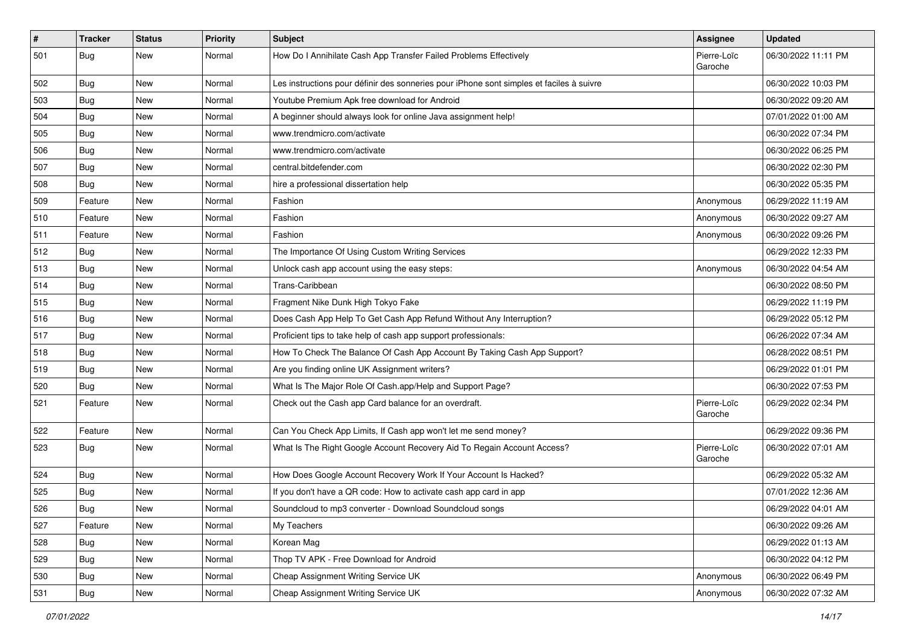| # | Tracker | Status | Priority | Subject | Assignee | Updated |
|---|---|---|---|---|---|---|
| 501 | Bug | New | Normal | How Do I Annihilate Cash App Transfer Failed Problems Effectively | Pierre-Loïc Garoche | 06/30/2022 11:11 PM |
| 502 | Bug | New | Normal | Les instructions pour définir des sonneries pour iPhone sont simples et faciles à suivre | | 06/30/2022 10:03 PM |
| 503 | Bug | New | Normal | Youtube Premium Apk free download for Android | | 06/30/2022 09:20 AM |
| 504 | Bug | New | Normal | A beginner should always look for online Java assignment help! | | 07/01/2022 01:00 AM |
| 505 | Bug | New | Normal | www.trendmicro.com/activate | | 06/30/2022 07:34 PM |
| 506 | Bug | New | Normal | www.trendmicro.com/activate | | 06/30/2022 06:25 PM |
| 507 | Bug | New | Normal | central.bitdefender.com | | 06/30/2022 02:30 PM |
| 508 | Bug | New | Normal | hire a professional dissertation help | | 06/30/2022 05:35 PM |
| 509 | Feature | New | Normal | Fashion | Anonymous | 06/29/2022 11:19 AM |
| 510 | Feature | New | Normal | Fashion | Anonymous | 06/30/2022 09:27 AM |
| 511 | Feature | New | Normal | Fashion | Anonymous | 06/30/2022 09:26 PM |
| 512 | Bug | New | Normal | The Importance Of Using Custom Writing Services | | 06/29/2022 12:33 PM |
| 513 | Bug | New | Normal | Unlock cash app account using the easy steps: | Anonymous | 06/30/2022 04:54 AM |
| 514 | Bug | New | Normal | Trans-Caribbean | | 06/30/2022 08:50 PM |
| 515 | Bug | New | Normal | Fragment Nike Dunk High Tokyo Fake | | 06/29/2022 11:19 PM |
| 516 | Bug | New | Normal | Does Cash App Help To Get Cash App Refund Without Any Interruption? | | 06/29/2022 05:12 PM |
| 517 | Bug | New | Normal | Proficient tips to take help of cash app support professionals: | | 06/26/2022 07:34 AM |
| 518 | Bug | New | Normal | How To Check The Balance Of Cash App Account By Taking Cash App Support? | | 06/28/2022 08:51 PM |
| 519 | Bug | New | Normal | Are you finding online UK Assignment writers? | | 06/29/2022 01:01 PM |
| 520 | Bug | New | Normal | What Is The Major Role Of Cash.app/Help and Support Page? | | 06/30/2022 07:53 PM |
| 521 | Feature | New | Normal | Check out the Cash app Card balance for an overdraft. | Pierre-Loïc Garoche | 06/29/2022 02:34 PM |
| 522 | Feature | New | Normal | Can You Check App Limits, If Cash app won't let me send money? | | 06/29/2022 09:36 PM |
| 523 | Bug | New | Normal | What Is The Right Google Account Recovery Aid To Regain Account Access? | Pierre-Loïc Garoche | 06/30/2022 07:01 AM |
| 524 | Bug | New | Normal | How Does Google Account Recovery Work If Your Account Is Hacked? | | 06/29/2022 05:32 AM |
| 525 | Bug | New | Normal | If you don't have a QR code: How to activate cash app card in app | | 07/01/2022 12:36 AM |
| 526 | Bug | New | Normal | Soundcloud to mp3 converter - Download Soundcloud songs | | 06/29/2022 04:01 AM |
| 527 | Feature | New | Normal | My Teachers | | 06/30/2022 09:26 AM |
| 528 | Bug | New | Normal | Korean Mag | | 06/29/2022 01:13 AM |
| 529 | Bug | New | Normal | Thop TV APK - Free Download for Android | | 06/30/2022 04:12 PM |
| 530 | Bug | New | Normal | Cheap Assignment Writing Service UK | Anonymous | 06/30/2022 06:49 PM |
| 531 | Bug | New | Normal | Cheap Assignment Writing Service UK | Anonymous | 06/30/2022 07:32 AM |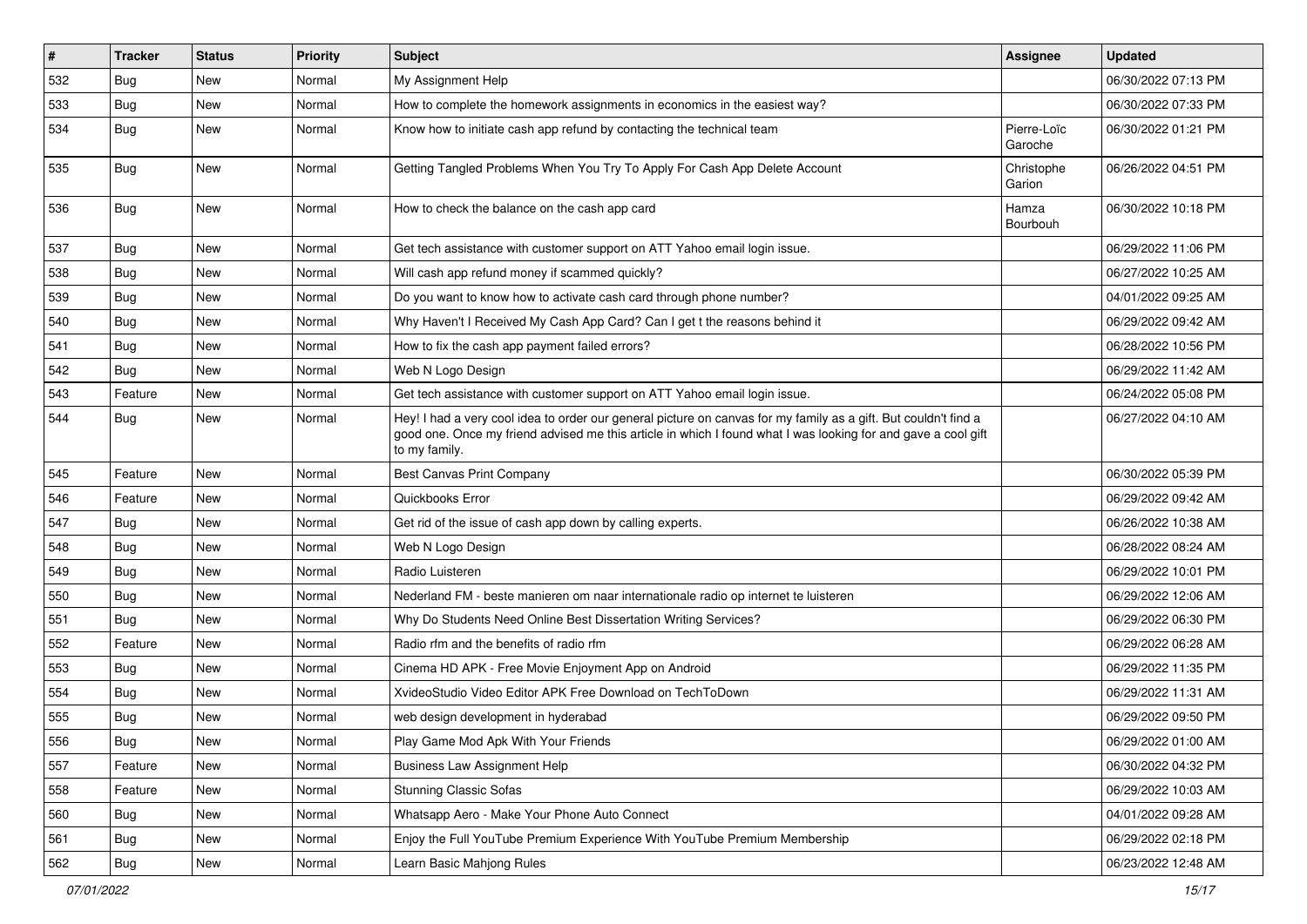| # | Tracker | Status | Priority | Subject | Assignee | Updated |
|---|---|---|---|---|---|---|
| 532 | Bug | New | Normal | My Assignment Help | | 06/30/2022 07:13 PM |
| 533 | Bug | New | Normal | How to complete the homework assignments in economics in the easiest way? | | 06/30/2022 07:33 PM |
| 534 | Bug | New | Normal | Know how to initiate cash app refund by contacting the technical team | Pierre-Loïc Garoche | 06/30/2022 01:21 PM |
| 535 | Bug | New | Normal | Getting Tangled Problems When You Try To Apply For Cash App Delete Account | Christophe Garion | 06/26/2022 04:51 PM |
| 536 | Bug | New | Normal | How to check the balance on the cash app card | Hamza Bourbouh | 06/30/2022 10:18 PM |
| 537 | Bug | New | Normal | Get tech assistance with customer support on ATT Yahoo email login issue. | | 06/29/2022 11:06 PM |
| 538 | Bug | New | Normal | Will cash app refund money if scammed quickly? | | 06/27/2022 10:25 AM |
| 539 | Bug | New | Normal | Do you want to know how to activate cash card through phone number? | | 04/01/2022 09:25 AM |
| 540 | Bug | New | Normal | Why Haven't I Received My Cash App Card? Can I get t the reasons behind it | | 06/29/2022 09:42 AM |
| 541 | Bug | New | Normal | How to fix the cash app payment failed errors? | | 06/28/2022 10:56 PM |
| 542 | Bug | New | Normal | Web N Logo Design | | 06/29/2022 11:42 AM |
| 543 | Feature | New | Normal | Get tech assistance with customer support on ATT Yahoo email login issue. | | 06/24/2022 05:08 PM |
| 544 | Bug | New | Normal | Hey! I had a very cool idea to order our general picture on canvas for my family as a gift. But couldn't find a good one. Once my friend advised me this article in which I found what I was looking for and gave a cool gift to my family. | | 06/27/2022 04:10 AM |
| 545 | Feature | New | Normal | Best Canvas Print Company | | 06/30/2022 05:39 PM |
| 546 | Feature | New | Normal | Quickbooks Error | | 06/29/2022 09:42 AM |
| 547 | Bug | New | Normal | Get rid of the issue of cash app down by calling experts. | | 06/26/2022 10:38 AM |
| 548 | Bug | New | Normal | Web N Logo Design | | 06/28/2022 08:24 AM |
| 549 | Bug | New | Normal | Radio Luisteren | | 06/29/2022 10:01 PM |
| 550 | Bug | New | Normal | Nederland FM - beste manieren om naar internationale radio op internet te luisteren | | 06/29/2022 12:06 AM |
| 551 | Bug | New | Normal | Why Do Students Need Online Best Dissertation Writing Services? | | 06/29/2022 06:30 PM |
| 552 | Feature | New | Normal | Radio rfm and the benefits of radio rfm | | 06/29/2022 06:28 AM |
| 553 | Bug | New | Normal | Cinema HD APK - Free Movie Enjoyment App on Android | | 06/29/2022 11:35 PM |
| 554 | Bug | New | Normal | XvideoStudio Video Editor APK Free Download on TechToDown | | 06/29/2022 11:31 AM |
| 555 | Bug | New | Normal | web design development in hyderabad | | 06/29/2022 09:50 PM |
| 556 | Bug | New | Normal | Play Game Mod Apk With Your Friends | | 06/29/2022 01:00 AM |
| 557 | Feature | New | Normal | Business Law Assignment Help | | 06/30/2022 04:32 PM |
| 558 | Feature | New | Normal | Stunning Classic Sofas | | 06/29/2022 10:03 AM |
| 560 | Bug | New | Normal | Whatsapp Aero - Make Your Phone Auto Connect | | 04/01/2022 09:28 AM |
| 561 | Bug | New | Normal | Enjoy the Full YouTube Premium Experience With YouTube Premium Membership | | 06/29/2022 02:18 PM |
| 562 | Bug | New | Normal | Learn Basic Mahjong Rules | | 06/23/2022 12:48 AM |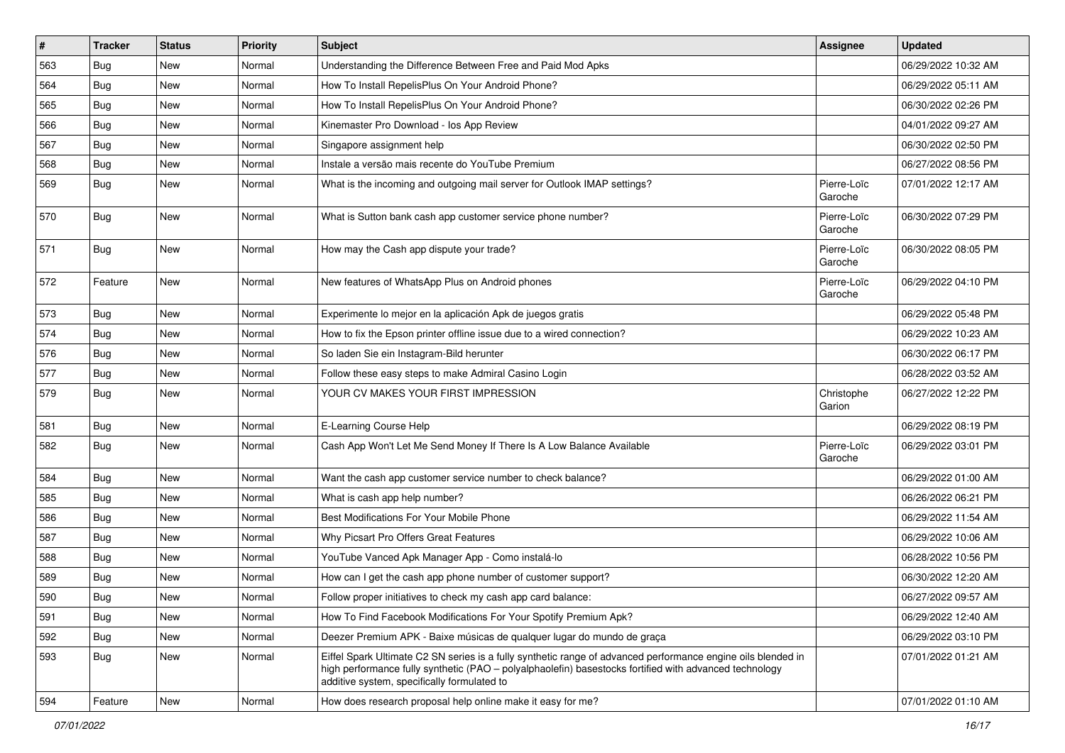| # | Tracker | Status | Priority | Subject | Assignee | Updated |
|---|---|---|---|---|---|---|
| 563 | Bug | New | Normal | Understanding the Difference Between Free and Paid Mod Apks | | 06/29/2022 10:32 AM |
| 564 | Bug | New | Normal | How To Install RepelisPlus On Your Android Phone? | | 06/29/2022 05:11 AM |
| 565 | Bug | New | Normal | How To Install RepelisPlus On Your Android Phone? | | 06/30/2022 02:26 PM |
| 566 | Bug | New | Normal | Kinemaster Pro Download - Ios App Review | | 04/01/2022 09:27 AM |
| 567 | Bug | New | Normal | Singapore assignment help | | 06/30/2022 02:50 PM |
| 568 | Bug | New | Normal | Instale a versão mais recente do YouTube Premium | | 06/27/2022 08:56 PM |
| 569 | Bug | New | Normal | What is the incoming and outgoing mail server for Outlook IMAP settings? | Pierre-Loïc Garoche | 07/01/2022 12:17 AM |
| 570 | Bug | New | Normal | What is Sutton bank cash app customer service phone number? | Pierre-Loïc Garoche | 06/30/2022 07:29 PM |
| 571 | Bug | New | Normal | How may the Cash app dispute your trade? | Pierre-Loïc Garoche | 06/30/2022 08:05 PM |
| 572 | Feature | New | Normal | New features of WhatsApp Plus on Android phones | Pierre-Loïc Garoche | 06/29/2022 04:10 PM |
| 573 | Bug | New | Normal | Experimente lo mejor en la aplicación Apk de juegos gratis | | 06/29/2022 05:48 PM |
| 574 | Bug | New | Normal | How to fix the Epson printer offline issue due to a wired connection? | | 06/29/2022 10:23 AM |
| 576 | Bug | New | Normal | So laden Sie ein Instagram-Bild herunter | | 06/30/2022 06:17 PM |
| 577 | Bug | New | Normal | Follow these easy steps to make Admiral Casino Login | | 06/28/2022 03:52 AM |
| 579 | Bug | New | Normal | YOUR CV MAKES YOUR FIRST IMPRESSION | Christophe Garion | 06/27/2022 12:22 PM |
| 581 | Bug | New | Normal | E-Learning Course Help | | 06/29/2022 08:19 PM |
| 582 | Bug | New | Normal | Cash App Won't Let Me Send Money If There Is A Low Balance Available | Pierre-Loïc Garoche | 06/29/2022 03:01 PM |
| 584 | Bug | New | Normal | Want the cash app customer service number to check balance? | | 06/29/2022 01:00 AM |
| 585 | Bug | New | Normal | What is cash app help number? | | 06/26/2022 06:21 PM |
| 586 | Bug | New | Normal | Best Modifications For Your Mobile Phone | | 06/29/2022 11:54 AM |
| 587 | Bug | New | Normal | Why Picsart Pro Offers Great Features | | 06/29/2022 10:06 AM |
| 588 | Bug | New | Normal | YouTube Vanced Apk Manager App - Como instalá-lo | | 06/28/2022 10:56 PM |
| 589 | Bug | New | Normal | How can I get the cash app phone number of customer support? | | 06/30/2022 12:20 AM |
| 590 | Bug | New | Normal | Follow proper initiatives to check my cash app card balance: | | 06/27/2022 09:57 AM |
| 591 | Bug | New | Normal | How To Find Facebook Modifications For Your Spotify Premium Apk? | | 06/29/2022 12:40 AM |
| 592 | Bug | New | Normal | Deezer Premium APK - Baixe músicas de qualquer lugar do mundo de graça | | 06/29/2022 03:10 PM |
| 593 | Bug | New | Normal | Eiffel Spark Ultimate C2 SN series is a fully synthetic range of advanced performance engine oils blended in high performance fully synthetic (PAO – polyalphaolefin) basestocks fortified with advanced technology additive system, specifically formulated to | | 07/01/2022 01:21 AM |
| 594 | Feature | New | Normal | How does research proposal help online make it easy for me? | | 07/01/2022 01:10 AM |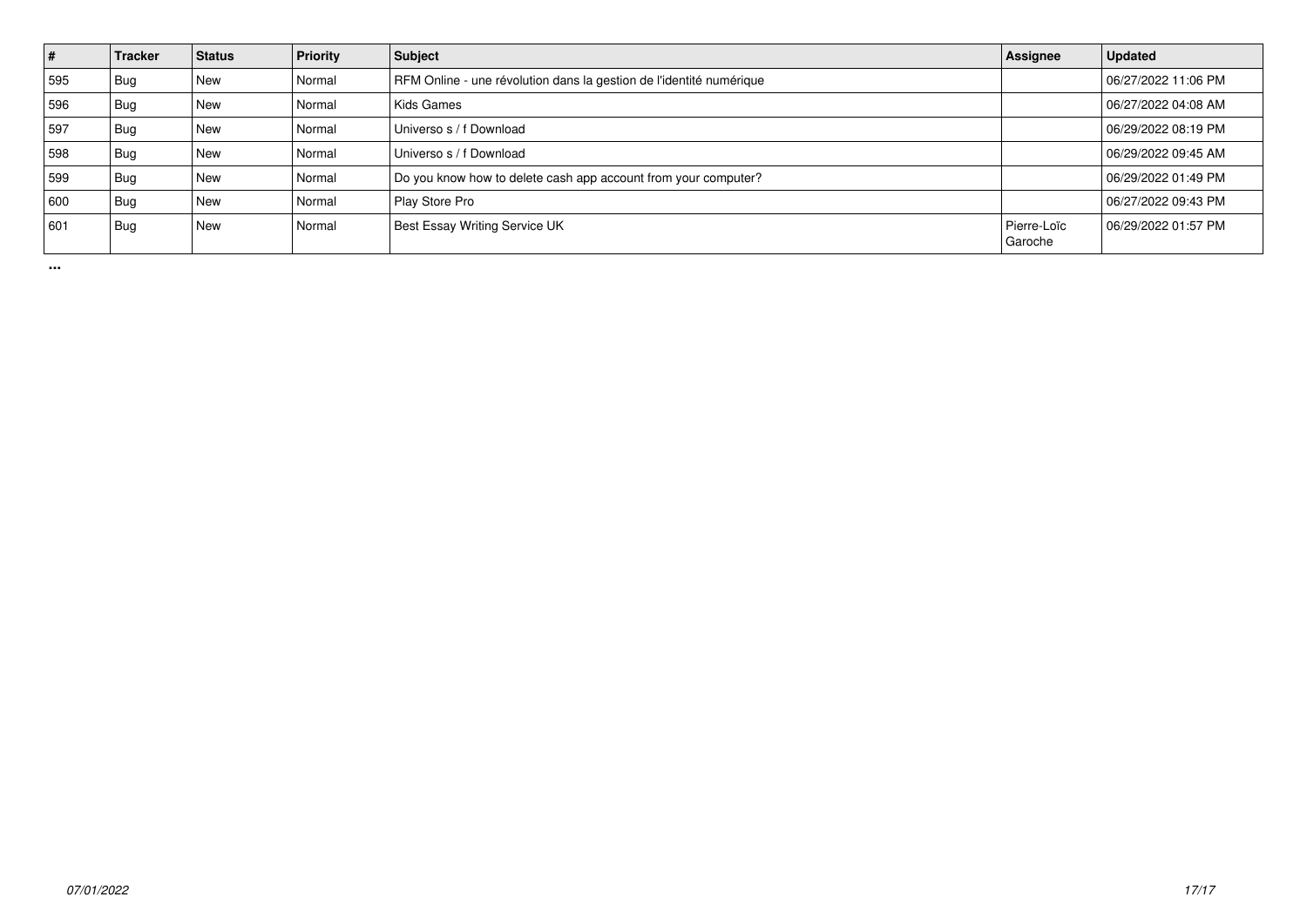| # | Tracker | Status | Priority | Subject | Assignee | Updated |
|---|---|---|---|---|---|---|
| 595 | Bug | New | Normal | RFM Online - une révolution dans la gestion de l'identité numérique | | 06/27/2022 11:06 PM |
| 596 | Bug | New | Normal | Kids Games | | 06/27/2022 04:08 AM |
| 597 | Bug | New | Normal | Universo s / f Download | | 06/29/2022 08:19 PM |
| 598 | Bug | New | Normal | Universo s / f Download | | 06/29/2022 09:45 AM |
| 599 | Bug | New | Normal | Do you know how to delete cash app account from your computer? | | 06/29/2022 01:49 PM |
| 600 | Bug | New | Normal | Play Store Pro | | 06/27/2022 09:43 PM |
| 601 | Bug | New | Normal | Best Essay Writing Service UK | Pierre-Loïc Garoche | 06/29/2022 01:57 PM |

...